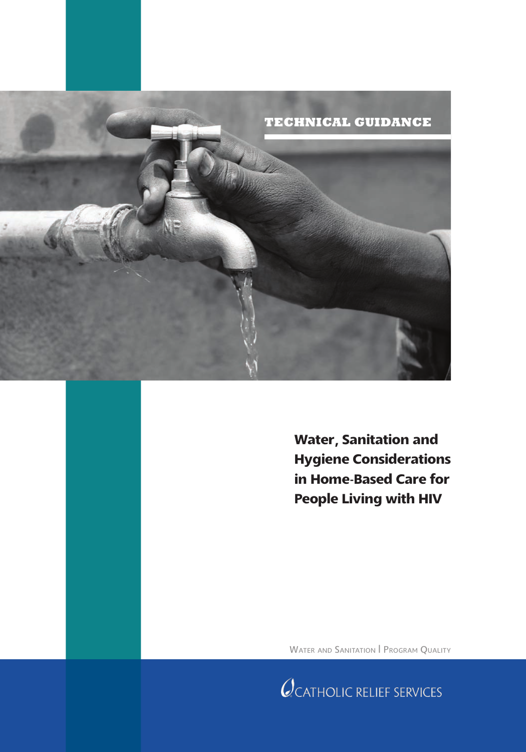TECHNICAL GUIDANCE

# Water, Sanitation and Hygiene Considerations in Home-Based Care for People Living with HIV

Water and Sanitation | Program Quality

CATHOLIC RELIEF SERVICES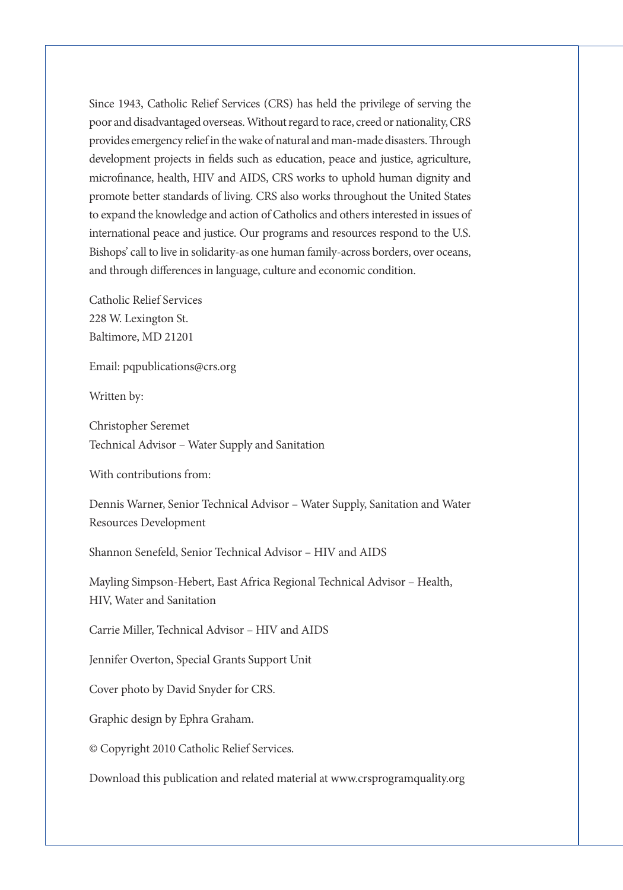Since 1943, Catholic Relief Services (CRS) has held the privilege of serving the poor and disadvantaged overseas. Without regard to race, creed or nationality, CRS provides emergency relief in the wake of natural and man-made disasters. Through development projects in fields such as education, peace and justice, agriculture, microfinance, health, HIV and AIDS, CRS works to uphold human dignity and promote better standards of living. CRS also works throughout the United States to expand the knowledge and action of Catholics and others interested in issues of international peace and justice. Our programs and resources respond to the U.S. Bishops' call to live in solidarity-as one human family-across borders, over oceans, and through differences in language, culture and economic condition.

Catholic Relief Services  
228 W. Lexington St.  
Baltimore, MD 21201

Email: pqpublications@crs.org

Written by:

Christopher Seremet  
Technical Advisor – Water Supply and Sanitation

With contributions from:

Dennis Warner, Senior Technical Advisor – Water Supply, Sanitation and Water Resources Development

Shannon Senefeld, Senior Technical Advisor – HIV and AIDS

Mayling Simpson-Hebert, East Africa Regional Technical Advisor – Health, HIV, Water and Sanitation

Carrie Miller, Technical Advisor – HIV and AIDS

Jennifer Overton, Special Grants Support Unit

Cover photo by David Snyder for CRS.

Graphic design by Ephra Graham.

© Copyright 2010 Catholic Relief Services.

Download this publication and related material at www.crsprogramquality.org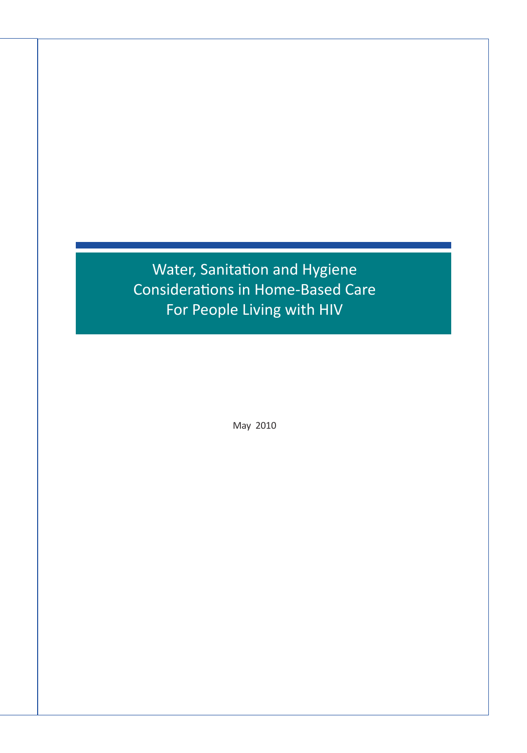# Water, Sanitation and Hygiene Considerations in Home-Based Care For People Living with HIV

May 2010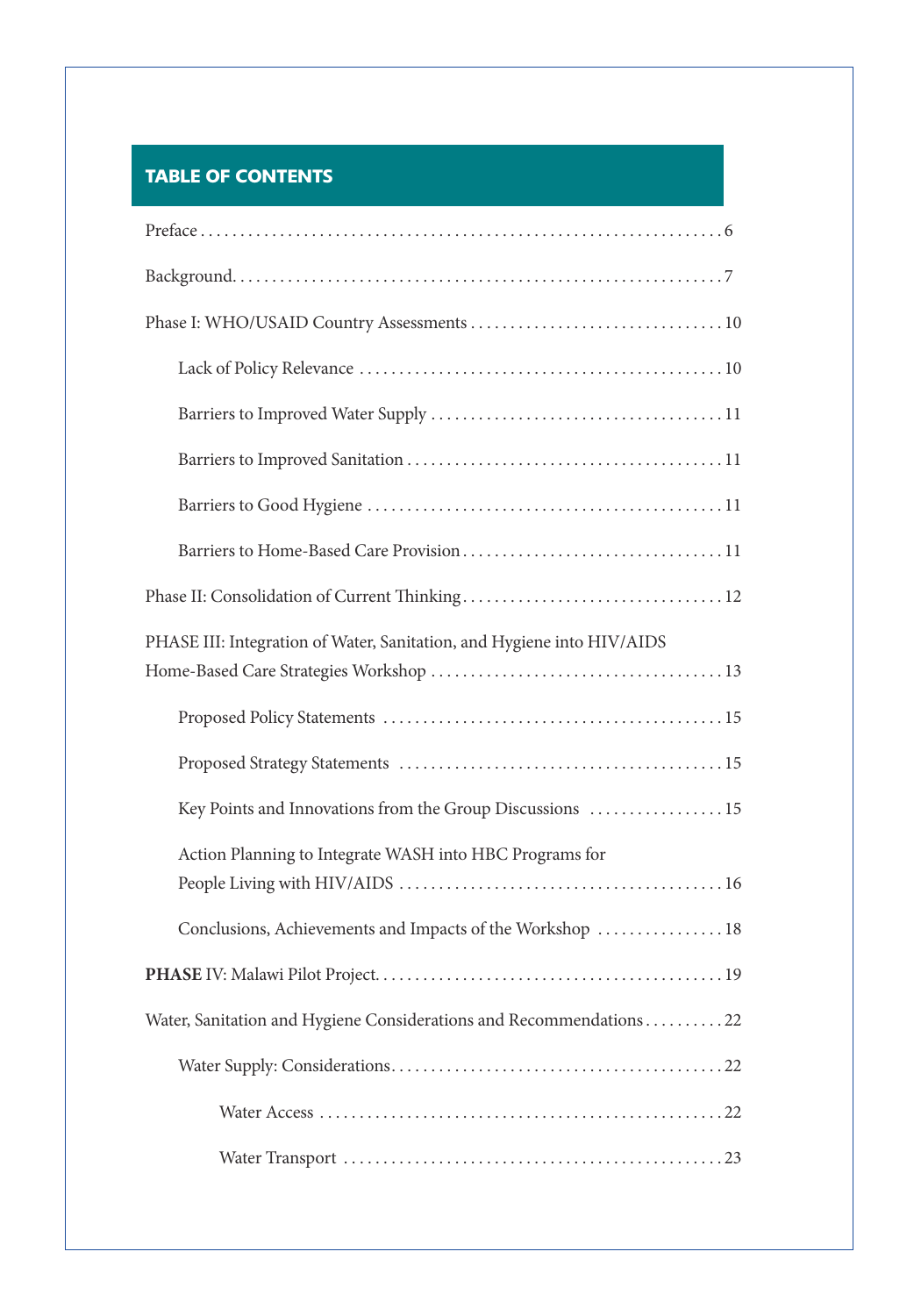## TABLE OF CONTENTS

Preface . . . . . . . . . . . . . . . . . . . . . . . . . . . . . . . . . . . . . . . . . . . . . . . . . . . . . . . . . . . . . . . . 6

Background. . . . . . . . . . . . . . . . . . . . . . . . . . . . . . . . . . . . . . . . . . . . . . . . . . . . . . . . . . . . . 7

Phase I: WHO/USAID Country Assessments . . . . . . . . . . . . . . . . . . . . . . . . . . . . . . . 10

- Lack of Policy Relevance . . . . . . . . . . . . . . . . . . . . . . . . . . . . . . . . . . . . . . . . . . . . . 10
- Barriers to Improved Water Supply . . . . . . . . . . . . . . . . . . . . . . . . . . . . . . . . . . . . 11
- Barriers to Improved Sanitation . . . . . . . . . . . . . . . . . . . . . . . . . . . . . . . . . . . . . . . 11
- Barriers to Good Hygiene . . . . . . . . . . . . . . . . . . . . . . . . . . . . . . . . . . . . . . . . . . . . 11
- Barriers to Home-Based Care Provision . . . . . . . . . . . . . . . . . . . . . . . . . . . . . . . . 11

Phase II: Consolidation of Current Thinking . . . . . . . . . . . . . . . . . . . . . . . . . . . . . . . . 12

PHASE III: Integration of Water, Sanitation, and Hygiene into HIV/AIDS Home-Based Care Strategies Workshop . . . . . . . . . . . . . . . . . . . . . . . . . . . . . . . . . . . . 13

- Proposed Policy Statements . . . . . . . . . . . . . . . . . . . . . . . . . . . . . . . . . . . . . . . . . . 15
- Proposed Strategy Statements . . . . . . . . . . . . . . . . . . . . . . . . . . . . . . . . . . . . . . . . 15
- Key Points and Innovations from the Group Discussions . . . . . . . . . . . . . . . . . 15
- Action Planning to Integrate WASH into HBC Programs for People Living with HIV/AIDS . . . . . . . . . . . . . . . . . . . . . . . . . . . . . . . . . . . . . . . . 16
- Conclusions, Achievements and Impacts of the Workshop . . . . . . . . . . . . . . . 18

**PHASE** IV: Malawi Pilot Project. . . . . . . . . . . . . . . . . . . . . . . . . . . . . . . . . . . . . . . . . . . 19

Water, Sanitation and Hygiene Considerations and Recommendations . . . . . . . . . . 22

- Water Supply: Considerations. . . . . . . . . . . . . . . . . . . . . . . . . . . . . . . . . . . . . . . . . . 22
  - Water Access . . . . . . . . . . . . . . . . . . . . . . . . . . . . . . . . . . . . . . . . . . . . . . . . . . 22
  - Water Transport . . . . . . . . . . . . . . . . . . . . . . . . . . . . . . . . . . . . . . . . . . . . . . . 23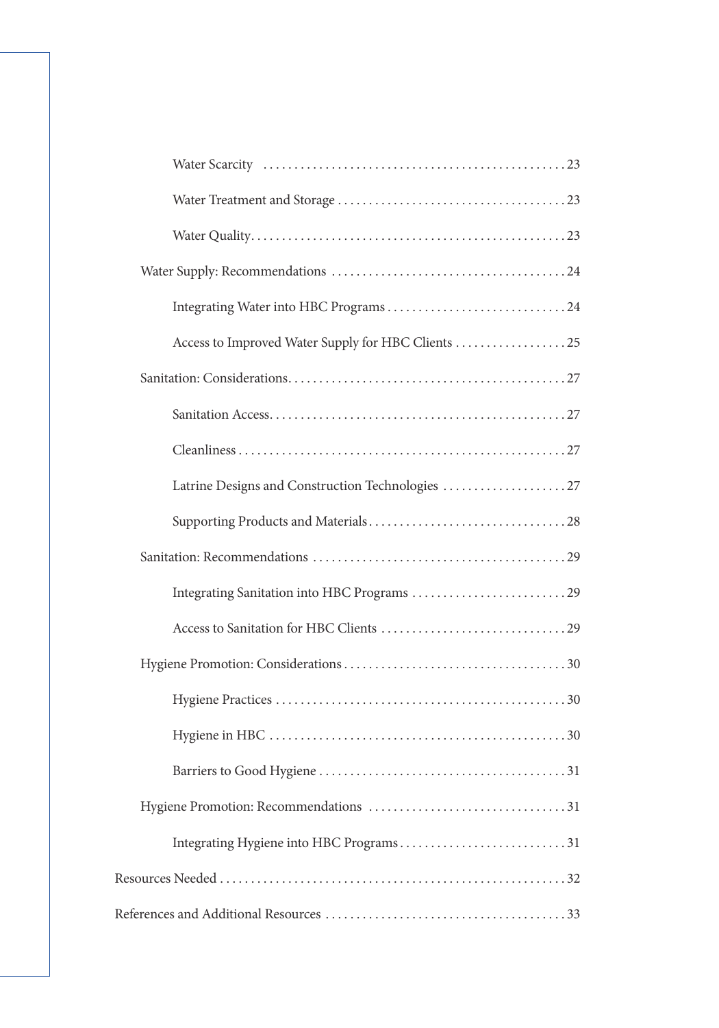- Water Scarcity ... 23
- Water Treatment and Storage ... 23
- Water Quality ... 23

Water Supply: Recommendations ... 24

- Integrating Water into HBC Programs ... 24
- Access to Improved Water Supply for HBC Clients ... 25

Sanitation: Considerations ... 27

- Sanitation Access ... 27
- Cleanliness ... 27
- Latrine Designs and Construction Technologies ... 27
- Supporting Products and Materials ... 28

Sanitation: Recommendations ... 29

- Integrating Sanitation into HBC Programs ... 29
- Access to Sanitation for HBC Clients ... 29

Hygiene Promotion: Considerations ... 30

- Hygiene Practices ... 30
- Hygiene in HBC ... 30
- Barriers to Good Hygiene ... 31

Hygiene Promotion: Recommendations ... 31

- Integrating Hygiene into HBC Programs ... 31

Resources Needed ... 32

References and Additional Resources ... 33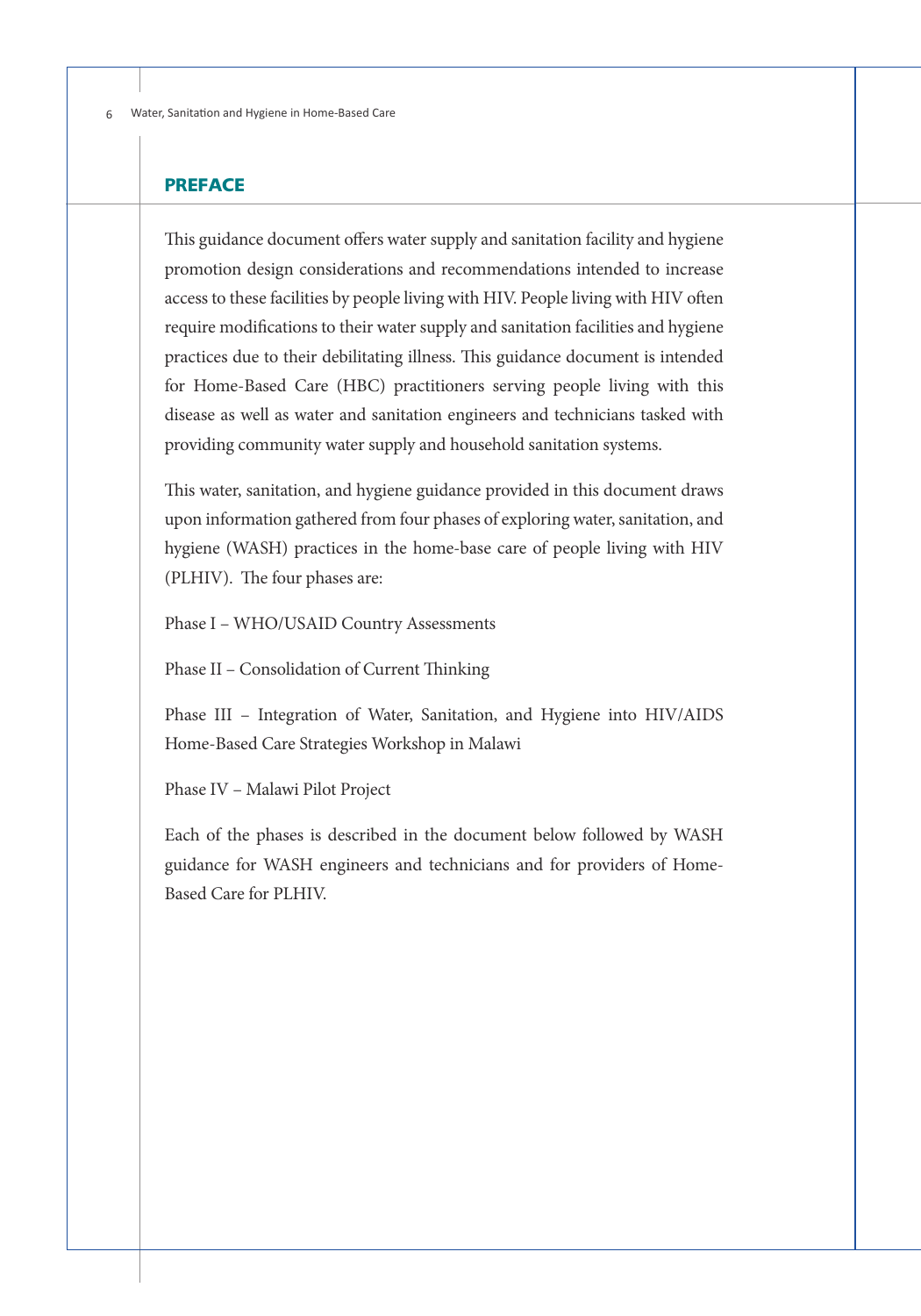## PREFACE

This guidance document offers water supply and sanitation facility and hygiene promotion design considerations and recommendations intended to increase access to these facilities by people living with HIV. People living with HIV often require modifications to their water supply and sanitation facilities and hygiene practices due to their debilitating illness. This guidance document is intended for Home-Based Care (HBC) practitioners serving people living with this disease as well as water and sanitation engineers and technicians tasked with providing community water supply and household sanitation systems.

This water, sanitation, and hygiene guidance provided in this document draws upon information gathered from four phases of exploring water, sanitation, and hygiene (WASH) practices in the home-base care of people living with HIV (PLHIV). The four phases are:

Phase I – WHO/USAID Country Assessments

Phase II – Consolidation of Current Thinking

Phase III – Integration of Water, Sanitation, and Hygiene into HIV/AIDS Home-Based Care Strategies Workshop in Malawi

Phase IV – Malawi Pilot Project

Each of the phases is described in the document below followed by WASH guidance for WASH engineers and technicians and for providers of Home-Based Care for PLHIV.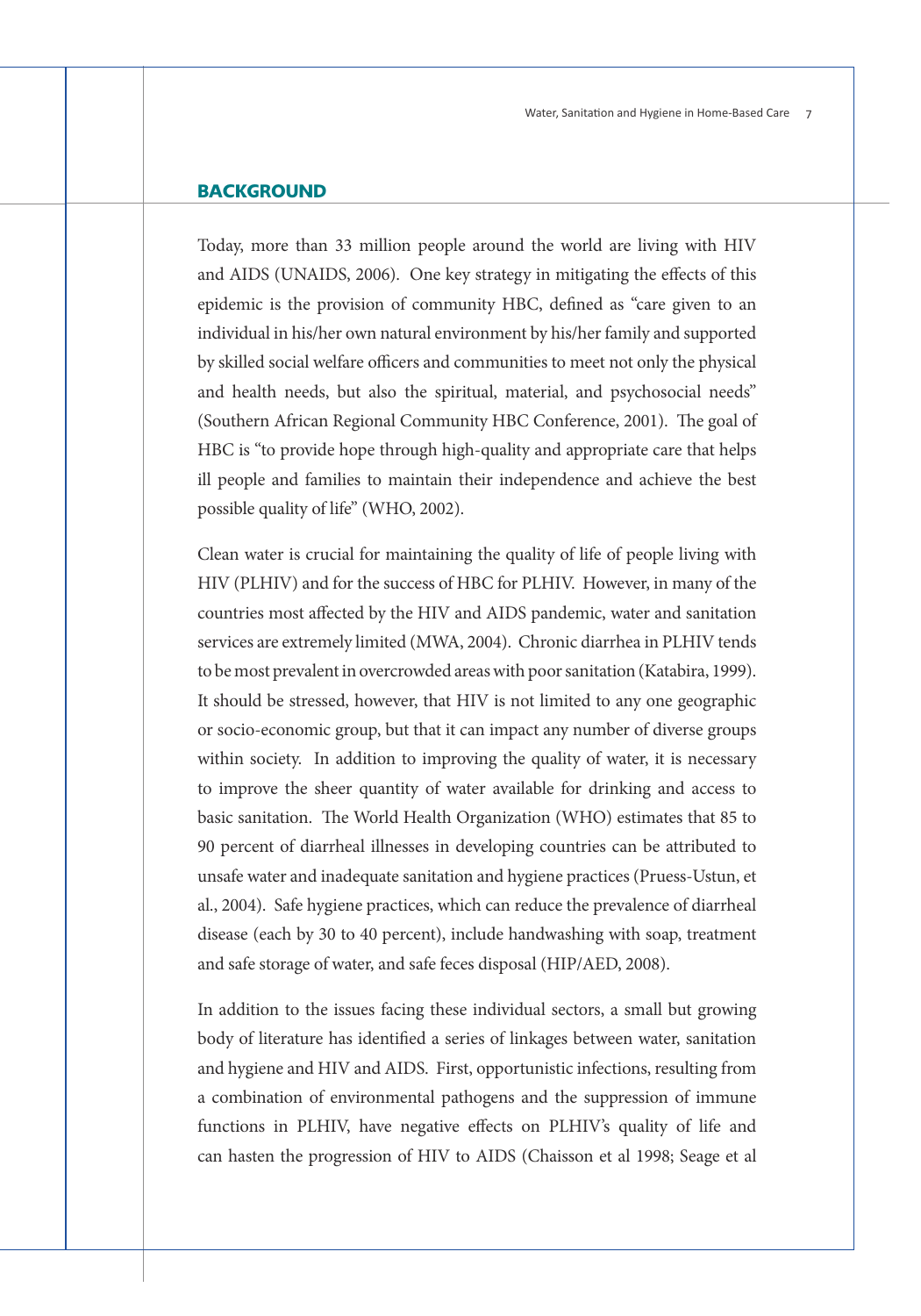## BACKGROUND

Today, more than 33 million people around the world are living with HIV and AIDS (UNAIDS, 2006). One key strategy in mitigating the effects of this epidemic is the provision of community HBC, defined as "care given to an individual in his/her own natural environment by his/her family and supported by skilled social welfare officers and communities to meet not only the physical and health needs, but also the spiritual, material, and psychosocial needs" (Southern African Regional Community HBC Conference, 2001). The goal of HBC is "to provide hope through high-quality and appropriate care that helps ill people and families to maintain their independence and achieve the best possible quality of life" (WHO, 2002).

Clean water is crucial for maintaining the quality of life of people living with HIV (PLHIV) and for the success of HBC for PLHIV. However, in many of the countries most affected by the HIV and AIDS pandemic, water and sanitation services are extremely limited (MWA, 2004). Chronic diarrhea in PLHIV tends to be most prevalent in overcrowded areas with poor sanitation (Katabira, 1999). It should be stressed, however, that HIV is not limited to any one geographic or socio-economic group, but that it can impact any number of diverse groups within society. In addition to improving the quality of water, it is necessary to improve the sheer quantity of water available for drinking and access to basic sanitation. The World Health Organization (WHO) estimates that 85 to 90 percent of diarrheal illnesses in developing countries can be attributed to unsafe water and inadequate sanitation and hygiene practices (Pruess-Ustun, et al., 2004). Safe hygiene practices, which can reduce the prevalence of diarrheal disease (each by 30 to 40 percent), include handwashing with soap, treatment and safe storage of water, and safe feces disposal (HIP/AED, 2008).

In addition to the issues facing these individual sectors, a small but growing body of literature has identified a series of linkages between water, sanitation and hygiene and HIV and AIDS. First, opportunistic infections, resulting from a combination of environmental pathogens and the suppression of immune functions in PLHIV, have negative effects on PLHIV's quality of life and can hasten the progression of HIV to AIDS (Chaisson et al 1998; Seage et al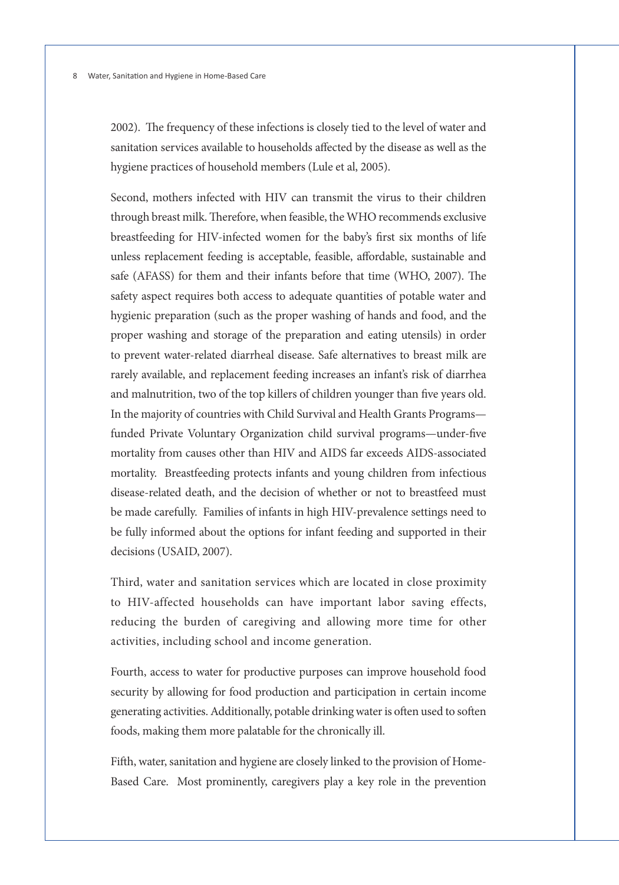2002). The frequency of these infections is closely tied to the level of water and sanitation services available to households affected by the disease as well as the hygiene practices of household members (Lule et al, 2005).

Second, mothers infected with HIV can transmit the virus to their children through breast milk. Therefore, when feasible, the WHO recommends exclusive breastfeeding for HIV-infected women for the baby's first six months of life unless replacement feeding is acceptable, feasible, affordable, sustainable and safe (AFASS) for them and their infants before that time (WHO, 2007). The safety aspect requires both access to adequate quantities of potable water and hygienic preparation (such as the proper washing of hands and food, and the proper washing and storage of the preparation and eating utensils) in order to prevent water-related diarrheal disease. Safe alternatives to breast milk are rarely available, and replacement feeding increases an infant's risk of diarrhea and malnutrition, two of the top killers of children younger than five years old. In the majority of countries with Child Survival and Health Grants Programs—funded Private Voluntary Organization child survival programs—under-five mortality from causes other than HIV and AIDS far exceeds AIDS-associated mortality. Breastfeeding protects infants and young children from infectious disease-related death, and the decision of whether or not to breastfeed must be made carefully. Families of infants in high HIV-prevalence settings need to be fully informed about the options for infant feeding and supported in their decisions (USAID, 2007).

Third, water and sanitation services which are located in close proximity to HIV-affected households can have important labor saving effects, reducing the burden of caregiving and allowing more time for other activities, including school and income generation.

Fourth, access to water for productive purposes can improve household food security by allowing for food production and participation in certain income generating activities. Additionally, potable drinking water is often used to soften foods, making them more palatable for the chronically ill.

Fifth, water, sanitation and hygiene are closely linked to the provision of Home-Based Care. Most prominently, caregivers play a key role in the prevention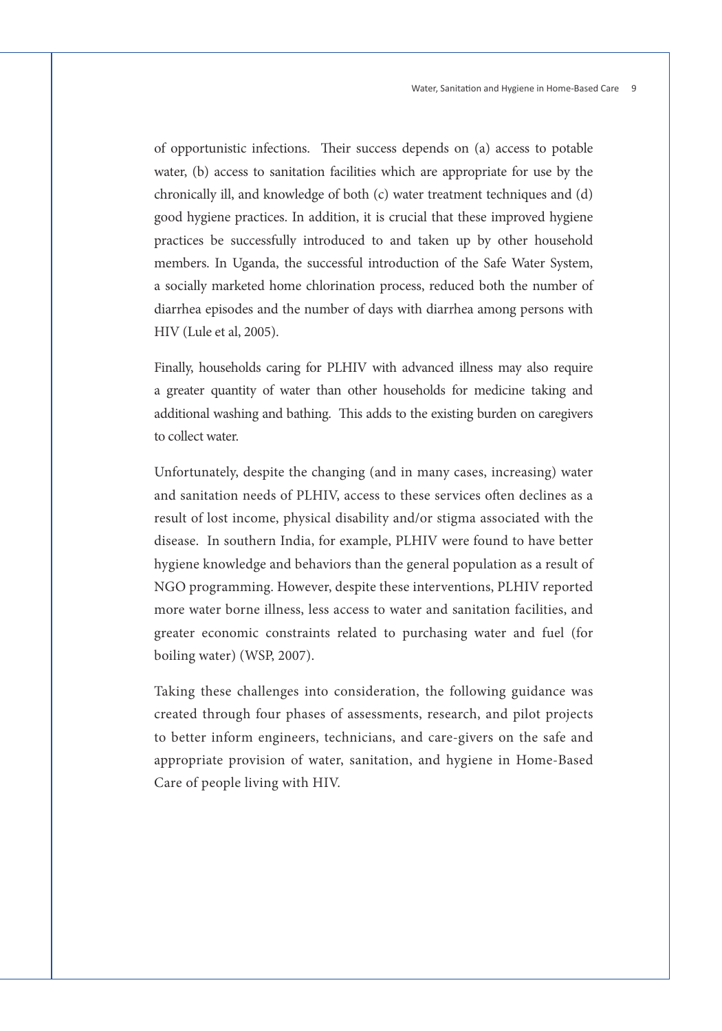of opportunistic infections. Their success depends on (a) access to potable water, (b) access to sanitation facilities which are appropriate for use by the chronically ill, and knowledge of both (c) water treatment techniques and (d) good hygiene practices. In addition, it is crucial that these improved hygiene practices be successfully introduced to and taken up by other household members. In Uganda, the successful introduction of the Safe Water System, a socially marketed home chlorination process, reduced both the number of diarrhea episodes and the number of days with diarrhea among persons with HIV (Lule et al, 2005).

Finally, households caring for PLHIV with advanced illness may also require a greater quantity of water than other households for medicine taking and additional washing and bathing. This adds to the existing burden on caregivers to collect water.

Unfortunately, despite the changing (and in many cases, increasing) water and sanitation needs of PLHIV, access to these services often declines as a result of lost income, physical disability and/or stigma associated with the disease. In southern India, for example, PLHIV were found to have better hygiene knowledge and behaviors than the general population as a result of NGO programming. However, despite these interventions, PLHIV reported more water borne illness, less access to water and sanitation facilities, and greater economic constraints related to purchasing water and fuel (for boiling water) (WSP, 2007).

Taking these challenges into consideration, the following guidance was created through four phases of assessments, research, and pilot projects to better inform engineers, technicians, and care-givers on the safe and appropriate provision of water, sanitation, and hygiene in Home-Based Care of people living with HIV.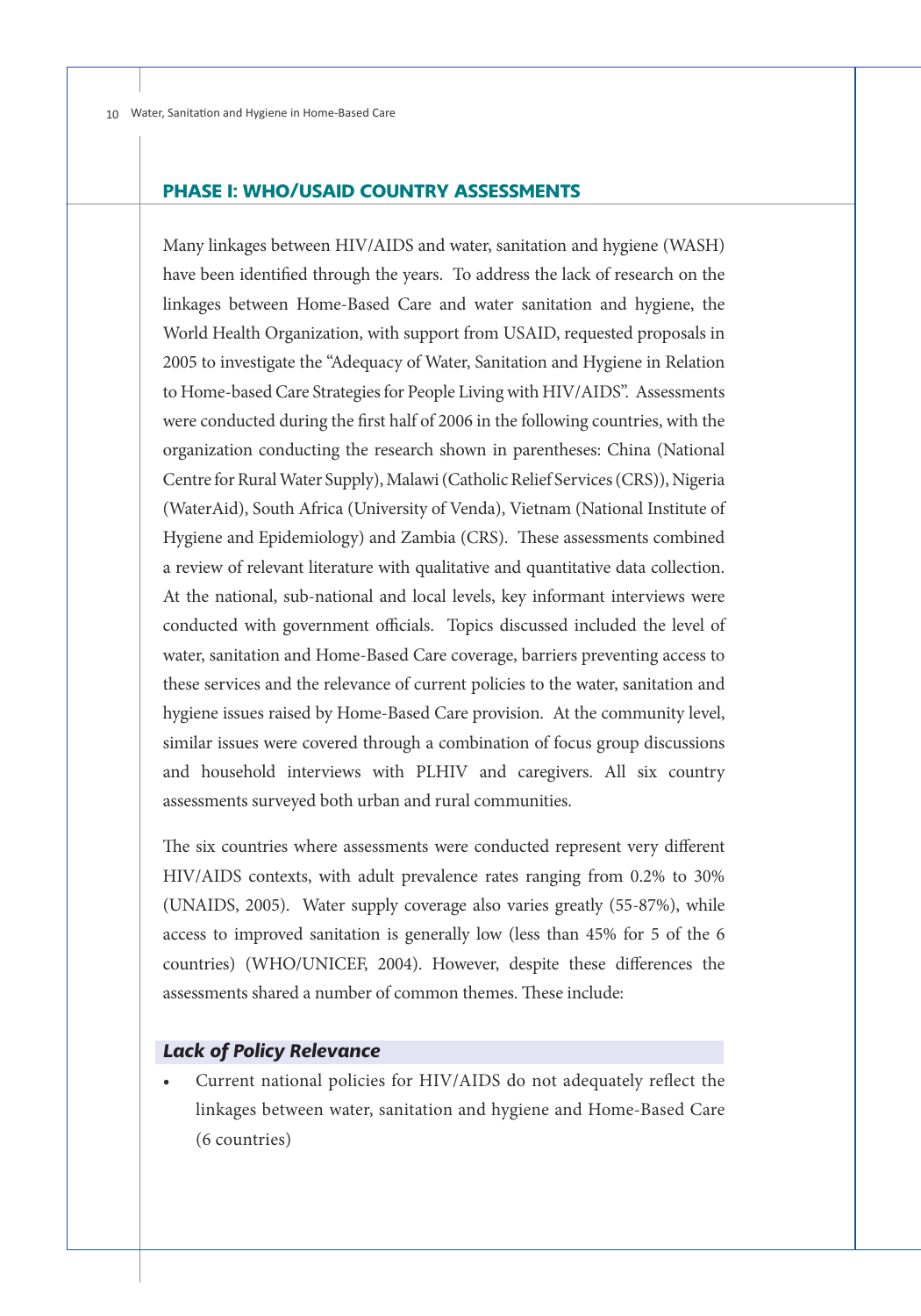## PHASE I: WHO/USAID COUNTRY ASSESSMENTS

Many linkages between HIV/AIDS and water, sanitation and hygiene (WASH) have been identified through the years. To address the lack of research on the linkages between Home-Based Care and water sanitation and hygiene, the World Health Organization, with support from USAID, requested proposals in 2005 to investigate the "Adequacy of Water, Sanitation and Hygiene in Relation to Home-based Care Strategies for People Living with HIV/AIDS". Assessments were conducted during the first half of 2006 in the following countries, with the organization conducting the research shown in parentheses: China (National Centre for Rural Water Supply), Malawi (Catholic Relief Services (CRS)), Nigeria (WaterAid), South Africa (University of Venda), Vietnam (National Institute of Hygiene and Epidemiology) and Zambia (CRS). These assessments combined a review of relevant literature with qualitative and quantitative data collection. At the national, sub-national and local levels, key informant interviews were conducted with government officials. Topics discussed included the level of water, sanitation and Home-Based Care coverage, barriers preventing access to these services and the relevance of current policies to the water, sanitation and hygiene issues raised by Home-Based Care provision. At the community level, similar issues were covered through a combination of focus group discussions and household interviews with PLHIV and caregivers. All six country assessments surveyed both urban and rural communities.

The six countries where assessments were conducted represent very different HIV/AIDS contexts, with adult prevalence rates ranging from 0.2% to 30% (UNAIDS, 2005). Water supply coverage also varies greatly (55-87%), while access to improved sanitation is generally low (less than 45% for 5 of the 6 countries) (WHO/UNICEF, 2004). However, despite these differences the assessments shared a number of common themes. These include:

### *Lack of Policy Relevance*

- Current national policies for HIV/AIDS do not adequately reflect the linkages between water, sanitation and hygiene and Home-Based Care (6 countries)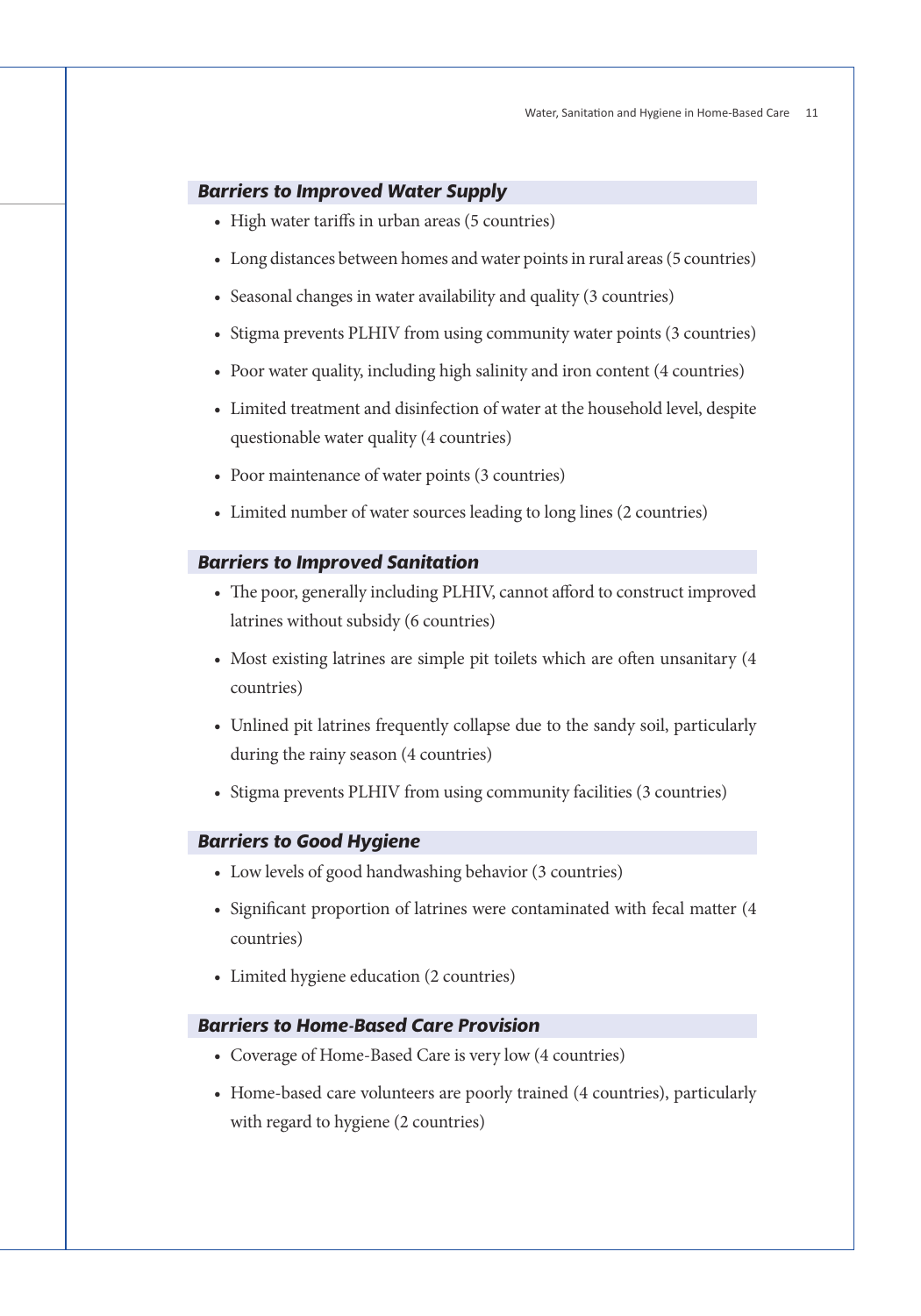### *Barriers to Improved Water Supply*

- High water tariffs in urban areas (5 countries)
- Long distances between homes and water points in rural areas (5 countries)
- Seasonal changes in water availability and quality (3 countries)
- Stigma prevents PLHIV from using community water points (3 countries)
- Poor water quality, including high salinity and iron content (4 countries)
- Limited treatment and disinfection of water at the household level, despite questionable water quality (4 countries)
- Poor maintenance of water points (3 countries)
- Limited number of water sources leading to long lines (2 countries)

### *Barriers to Improved Sanitation*

- The poor, generally including PLHIV, cannot afford to construct improved latrines without subsidy (6 countries)
- Most existing latrines are simple pit toilets which are often unsanitary (4 countries)
- Unlined pit latrines frequently collapse due to the sandy soil, particularly during the rainy season (4 countries)
- Stigma prevents PLHIV from using community facilities (3 countries)

### *Barriers to Good Hygiene*

- Low levels of good handwashing behavior (3 countries)
- Significant proportion of latrines were contaminated with fecal matter (4 countries)
- Limited hygiene education (2 countries)

### *Barriers to Home-Based Care Provision*

- Coverage of Home-Based Care is very low (4 countries)
- Home-based care volunteers are poorly trained (4 countries), particularly with regard to hygiene (2 countries)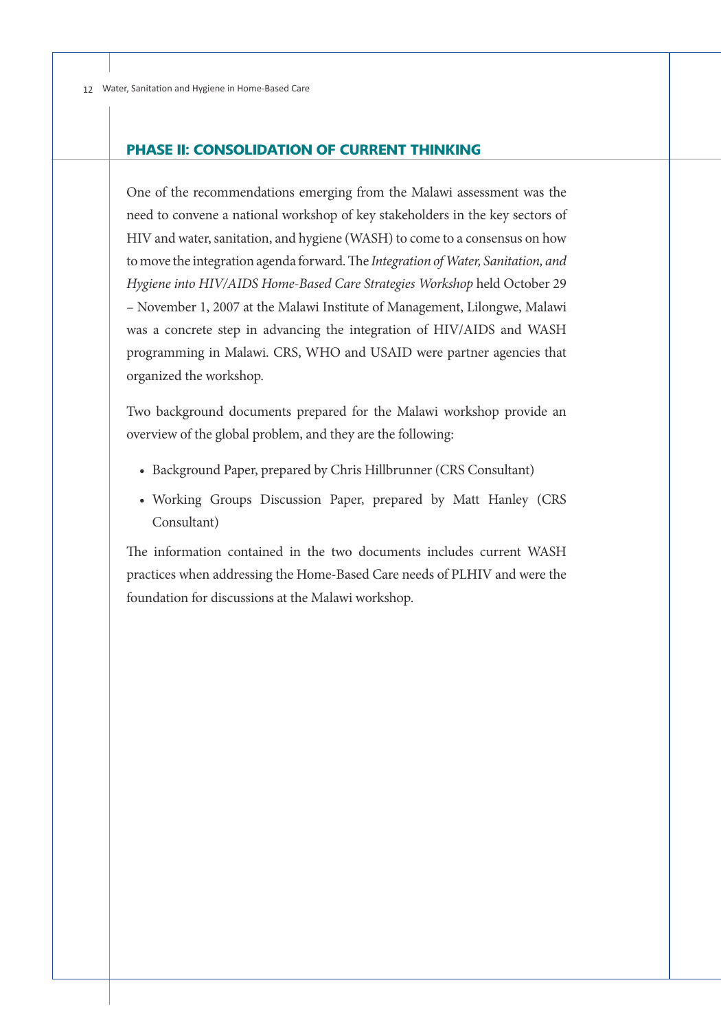## PHASE II: CONSOLIDATION OF CURRENT THINKING

One of the recommendations emerging from the Malawi assessment was the need to convene a national workshop of key stakeholders in the key sectors of HIV and water, sanitation, and hygiene (WASH) to come to a consensus on how to move the integration agenda forward. The *Integration of Water, Sanitation, and Hygiene into HIV/AIDS Home-Based Care Strategies Workshop* held October 29 – November 1, 2007 at the Malawi Institute of Management, Lilongwe, Malawi was a concrete step in advancing the integration of HIV/AIDS and WASH programming in Malawi. CRS, WHO and USAID were partner agencies that organized the workshop.

Two background documents prepared for the Malawi workshop provide an overview of the global problem, and they are the following:

- Background Paper, prepared by Chris Hillbrunner (CRS Consultant)
- Working Groups Discussion Paper, prepared by Matt Hanley (CRS Consultant)

The information contained in the two documents includes current WASH practices when addressing the Home-Based Care needs of PLHIV and were the foundation for discussions at the Malawi workshop.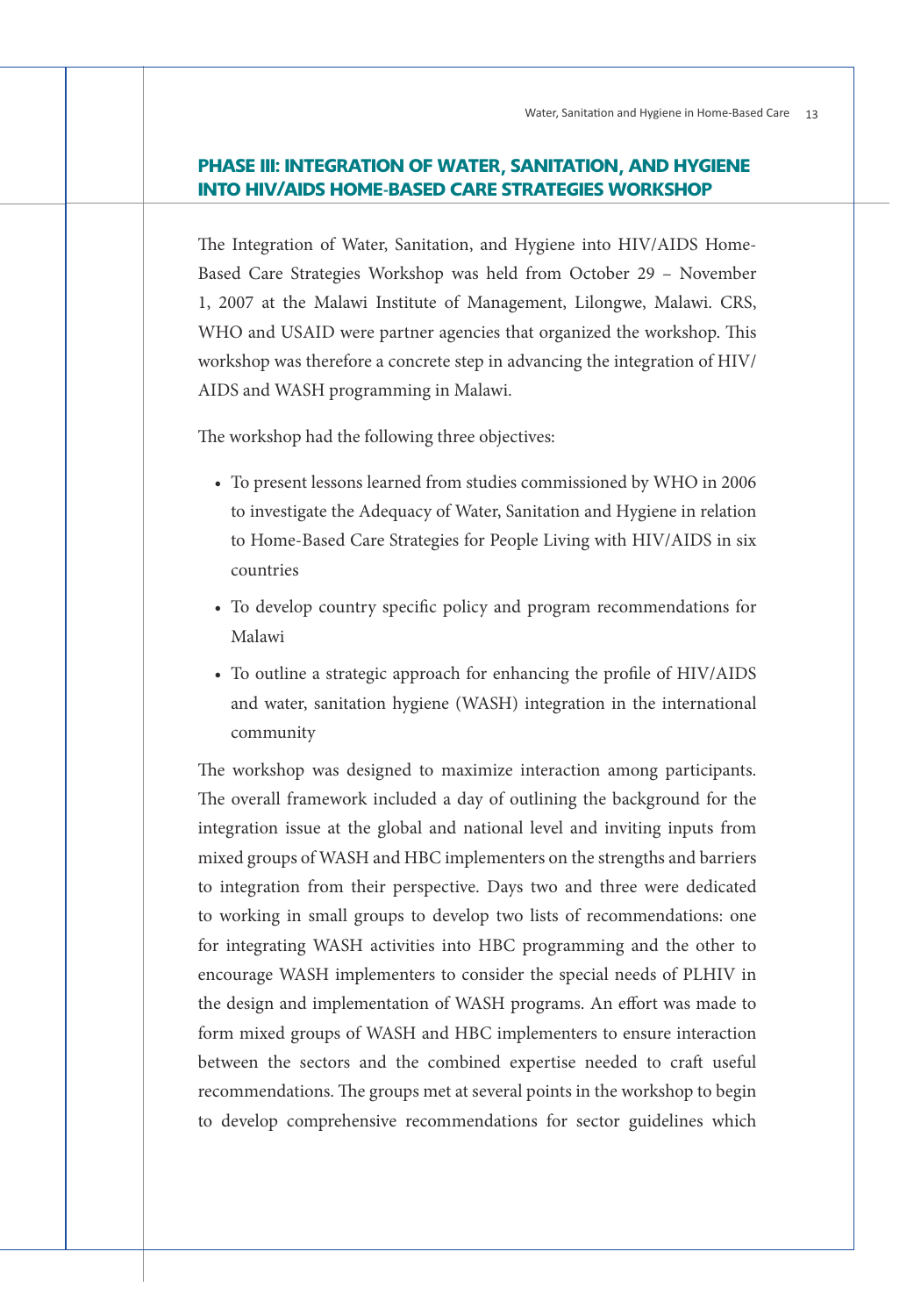## PHASE III: INTEGRATION OF WATER, SANITATION, AND HYGIENE INTO HIV/AIDS HOME-BASED CARE STRATEGIES WORKSHOP

The Integration of Water, Sanitation, and Hygiene into HIV/AIDS Home-Based Care Strategies Workshop was held from October 29 – November 1, 2007 at the Malawi Institute of Management, Lilongwe, Malawi. CRS, WHO and USAID were partner agencies that organized the workshop. This workshop was therefore a concrete step in advancing the integration of HIV/AIDS and WASH programming in Malawi.

The workshop had the following three objectives:

- To present lessons learned from studies commissioned by WHO in 2006 to investigate the Adequacy of Water, Sanitation and Hygiene in relation to Home-Based Care Strategies for People Living with HIV/AIDS in six countries
- To develop country specific policy and program recommendations for Malawi
- To outline a strategic approach for enhancing the profile of HIV/AIDS and water, sanitation hygiene (WASH) integration in the international community

The workshop was designed to maximize interaction among participants. The overall framework included a day of outlining the background for the integration issue at the global and national level and inviting inputs from mixed groups of WASH and HBC implementers on the strengths and barriers to integration from their perspective. Days two and three were dedicated to working in small groups to develop two lists of recommendations: one for integrating WASH activities into HBC programming and the other to encourage WASH implementers to consider the special needs of PLHIV in the design and implementation of WASH programs. An effort was made to form mixed groups of WASH and HBC implementers to ensure interaction between the sectors and the combined expertise needed to craft useful recommendations. The groups met at several points in the workshop to begin to develop comprehensive recommendations for sector guidelines which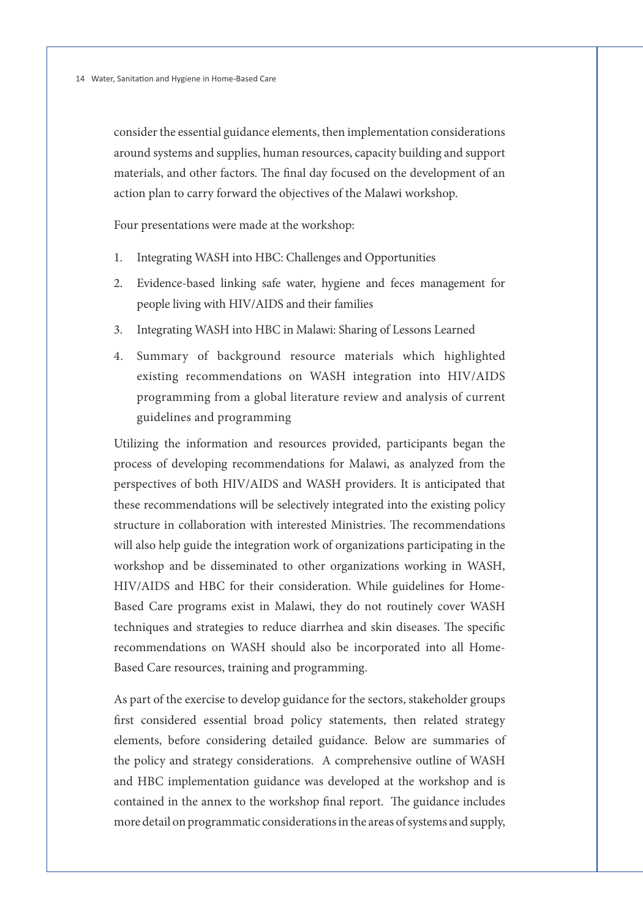consider the essential guidance elements, then implementation considerations around systems and supplies, human resources, capacity building and support materials, and other factors. The final day focused on the development of an action plan to carry forward the objectives of the Malawi workshop.

Four presentations were made at the workshop:

1. Integrating WASH into HBC: Challenges and Opportunities
2. Evidence-based linking safe water, hygiene and feces management for people living with HIV/AIDS and their families
3. Integrating WASH into HBC in Malawi: Sharing of Lessons Learned
4. Summary of background resource materials which highlighted existing recommendations on WASH integration into HIV/AIDS programming from a global literature review and analysis of current guidelines and programming

Utilizing the information and resources provided, participants began the process of developing recommendations for Malawi, as analyzed from the perspectives of both HIV/AIDS and WASH providers. It is anticipated that these recommendations will be selectively integrated into the existing policy structure in collaboration with interested Ministries. The recommendations will also help guide the integration work of organizations participating in the workshop and be disseminated to other organizations working in WASH, HIV/AIDS and HBC for their consideration. While guidelines for Home-Based Care programs exist in Malawi, they do not routinely cover WASH techniques and strategies to reduce diarrhea and skin diseases. The specific recommendations on WASH should also be incorporated into all Home-Based Care resources, training and programming.

As part of the exercise to develop guidance for the sectors, stakeholder groups first considered essential broad policy statements, then related strategy elements, before considering detailed guidance. Below are summaries of the policy and strategy considerations. A comprehensive outline of WASH and HBC implementation guidance was developed at the workshop and is contained in the annex to the workshop final report. The guidance includes more detail on programmatic considerations in the areas of systems and supply,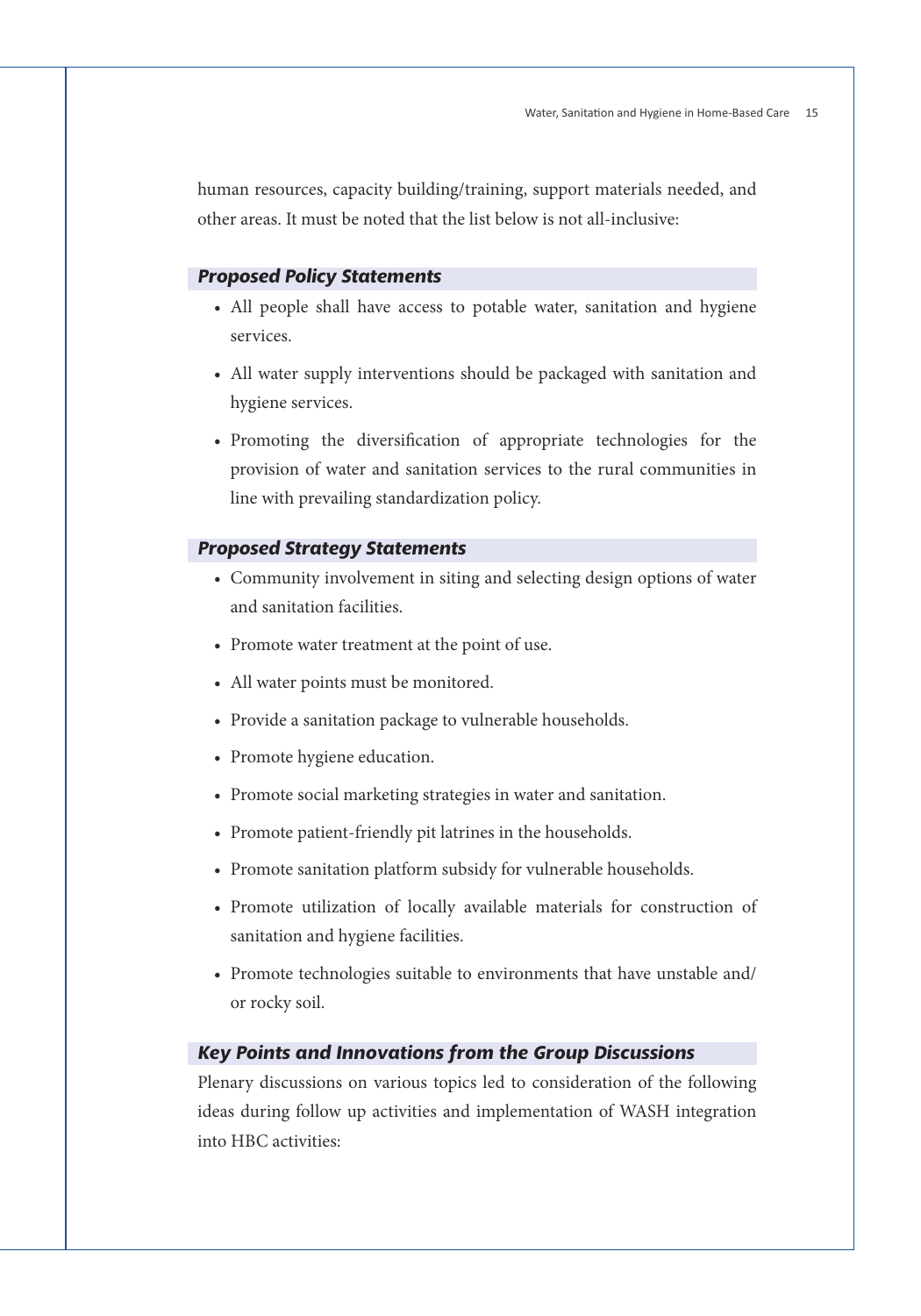human resources, capacity building/training, support materials needed, and other areas. It must be noted that the list below is not all-inclusive:

### *Proposed Policy Statements*

- All people shall have access to potable water, sanitation and hygiene services.
- All water supply interventions should be packaged with sanitation and hygiene services.
- Promoting the diversification of appropriate technologies for the provision of water and sanitation services to the rural communities in line with prevailing standardization policy.

### *Proposed Strategy Statements*

- Community involvement in siting and selecting design options of water and sanitation facilities.
- Promote water treatment at the point of use.
- All water points must be monitored.
- Provide a sanitation package to vulnerable households.
- Promote hygiene education.
- Promote social marketing strategies in water and sanitation.
- Promote patient-friendly pit latrines in the households.
- Promote sanitation platform subsidy for vulnerable households.
- Promote utilization of locally available materials for construction of sanitation and hygiene facilities.
- Promote technologies suitable to environments that have unstable and/or rocky soil.

### *Key Points and Innovations from the Group Discussions*

Plenary discussions on various topics led to consideration of the following ideas during follow up activities and implementation of WASH integration into HBC activities: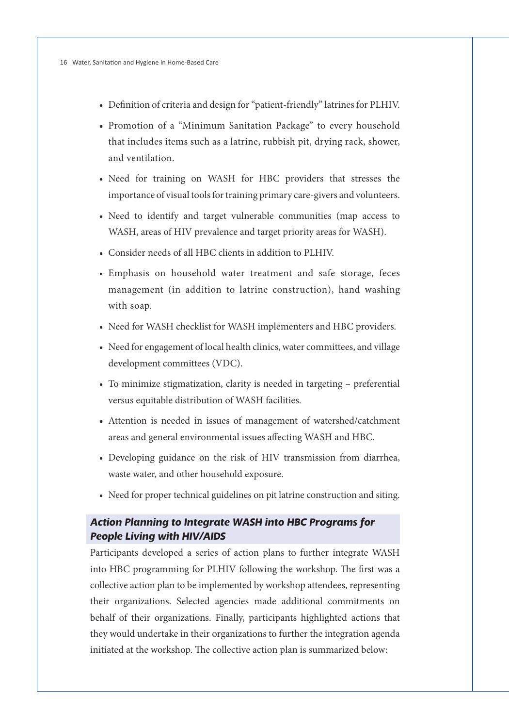- Definition of criteria and design for "patient-friendly" latrines for PLHIV.
- Promotion of a "Minimum Sanitation Package" to every household that includes items such as a latrine, rubbish pit, drying rack, shower, and ventilation.
- Need for training on WASH for HBC providers that stresses the importance of visual tools for training primary care-givers and volunteers.
- Need to identify and target vulnerable communities (map access to WASH, areas of HIV prevalence and target priority areas for WASH).
- Consider needs of all HBC clients in addition to PLHIV.
- Emphasis on household water treatment and safe storage, feces management (in addition to latrine construction), hand washing with soap.
- Need for WASH checklist for WASH implementers and HBC providers.
- Need for engagement of local health clinics, water committees, and village development committees (VDC).
- To minimize stigmatization, clarity is needed in targeting – preferential versus equitable distribution of WASH facilities.
- Attention is needed in issues of management of watershed/catchment areas and general environmental issues affecting WASH and HBC.
- Developing guidance on the risk of HIV transmission from diarrhea, waste water, and other household exposure.
- Need for proper technical guidelines on pit latrine construction and siting.

### *Action Planning to Integrate WASH into HBC Programs for People Living with HIV/AIDS*

Participants developed a series of action plans to further integrate WASH into HBC programming for PLHIV following the workshop. The first was a collective action plan to be implemented by workshop attendees, representing their organizations. Selected agencies made additional commitments on behalf of their organizations. Finally, participants highlighted actions that they would undertake in their organizations to further the integration agenda initiated at the workshop. The collective action plan is summarized below: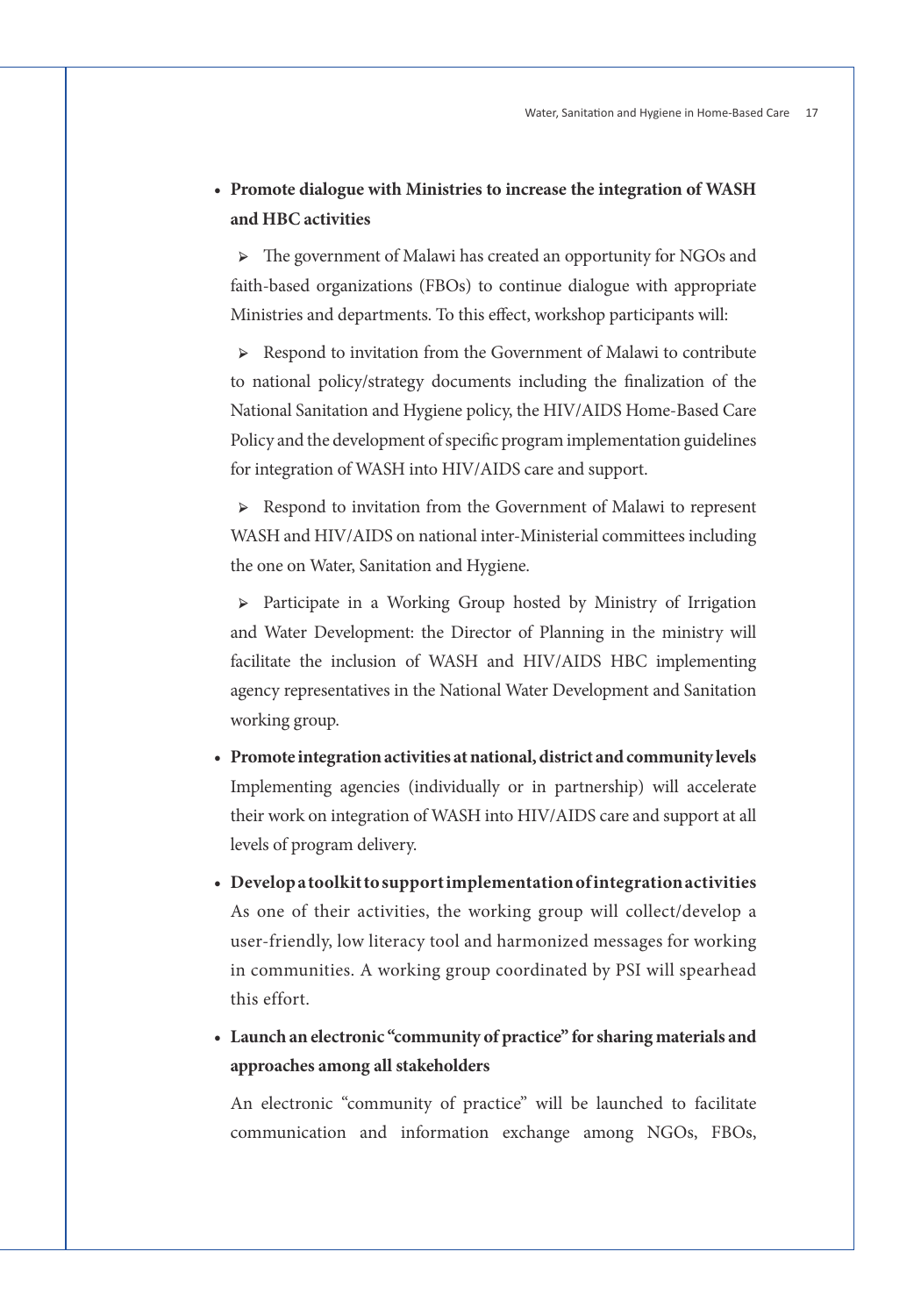- **Promote dialogue with Ministries to increase the integration of WASH and HBC activities**

  - The government of Malawi has created an opportunity for NGOs and faith-based organizations (FBOs) to continue dialogue with appropriate Ministries and departments. To this effect, workshop participants will:

  - Respond to invitation from the Government of Malawi to contribute to national policy/strategy documents including the finalization of the National Sanitation and Hygiene policy, the HIV/AIDS Home-Based Care Policy and the development of specific program implementation guidelines for integration of WASH into HIV/AIDS care and support.

  - Respond to invitation from the Government of Malawi to represent WASH and HIV/AIDS on national inter-Ministerial committees including the one on Water, Sanitation and Hygiene.

  - Participate in a Working Group hosted by Ministry of Irrigation and Water Development: the Director of Planning in the ministry will facilitate the inclusion of WASH and HIV/AIDS HBC implementing agency representatives in the National Water Development and Sanitation working group.

- **Promote integration activities at national, district and community levels** Implementing agencies (individually or in partnership) will accelerate their work on integration of WASH into HIV/AIDS care and support at all levels of program delivery.

- **Develop a toolkit to support implementation of integration activities** As one of their activities, the working group will collect/develop a user-friendly, low literacy tool and harmonized messages for working in communities. A working group coordinated by PSI will spearhead this effort.

- **Launch an electronic "community of practice" for sharing materials and approaches among all stakeholders**

  An electronic "community of practice" will be launched to facilitate communication and information exchange among NGOs, FBOs,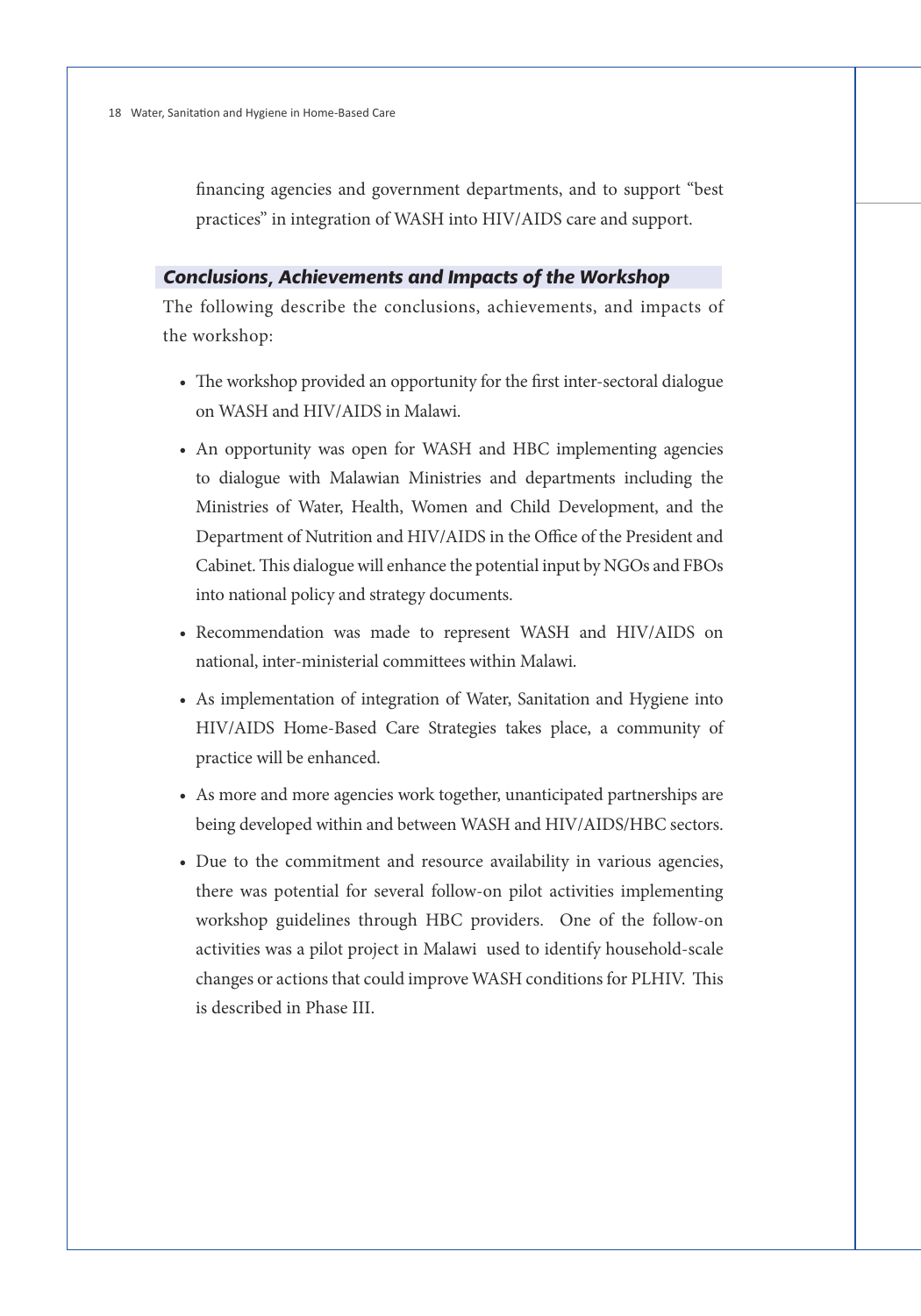financing agencies and government departments, and to support "best practices" in integration of WASH into HIV/AIDS care and support.

### *Conclusions, Achievements and Impacts of the Workshop*

The following describe the conclusions, achievements, and impacts of the workshop:

- The workshop provided an opportunity for the first inter-sectoral dialogue on WASH and HIV/AIDS in Malawi.
- An opportunity was open for WASH and HBC implementing agencies to dialogue with Malawian Ministries and departments including the Ministries of Water, Health, Women and Child Development, and the Department of Nutrition and HIV/AIDS in the Office of the President and Cabinet. This dialogue will enhance the potential input by NGOs and FBOs into national policy and strategy documents.
- Recommendation was made to represent WASH and HIV/AIDS on national, inter-ministerial committees within Malawi.
- As implementation of integration of Water, Sanitation and Hygiene into HIV/AIDS Home-Based Care Strategies takes place, a community of practice will be enhanced.
- As more and more agencies work together, unanticipated partnerships are being developed within and between WASH and HIV/AIDS/HBC sectors.
- Due to the commitment and resource availability in various agencies, there was potential for several follow-on pilot activities implementing workshop guidelines through HBC providers. One of the follow-on activities was a pilot project in Malawi used to identify household-scale changes or actions that could improve WASH conditions for PLHIV. This is described in Phase III.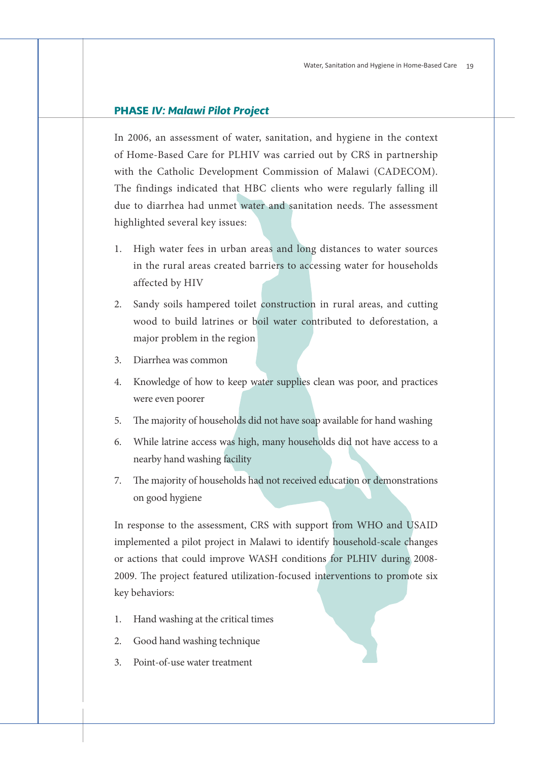## PHASE *IV: Malawi Pilot Project*

In 2006, an assessment of water, sanitation, and hygiene in the context of Home-Based Care for PLHIV was carried out by CRS in partnership with the Catholic Development Commission of Malawi (CADECOM). The findings indicated that HBC clients who were regularly falling ill due to diarrhea had unmet water and sanitation needs. The assessment highlighted several key issues:

1. High water fees in urban areas and long distances to water sources in the rural areas created barriers to accessing water for households affected by HIV
2. Sandy soils hampered toilet construction in rural areas, and cutting wood to build latrines or boil water contributed to deforestation, a major problem in the region
3. Diarrhea was common
4. Knowledge of how to keep water supplies clean was poor, and practices were even poorer
5. The majority of households did not have soap available for hand washing
6. While latrine access was high, many households did not have access to a nearby hand washing facility
7. The majority of households had not received education or demonstrations on good hygiene

In response to the assessment, CRS with support from WHO and USAID implemented a pilot project in Malawi to identify household-scale changes or actions that could improve WASH conditions for PLHIV during 2008-2009. The project featured utilization-focused interventions to promote six key behaviors:

1. Hand washing at the critical times
2. Good hand washing technique
3. Point-of-use water treatment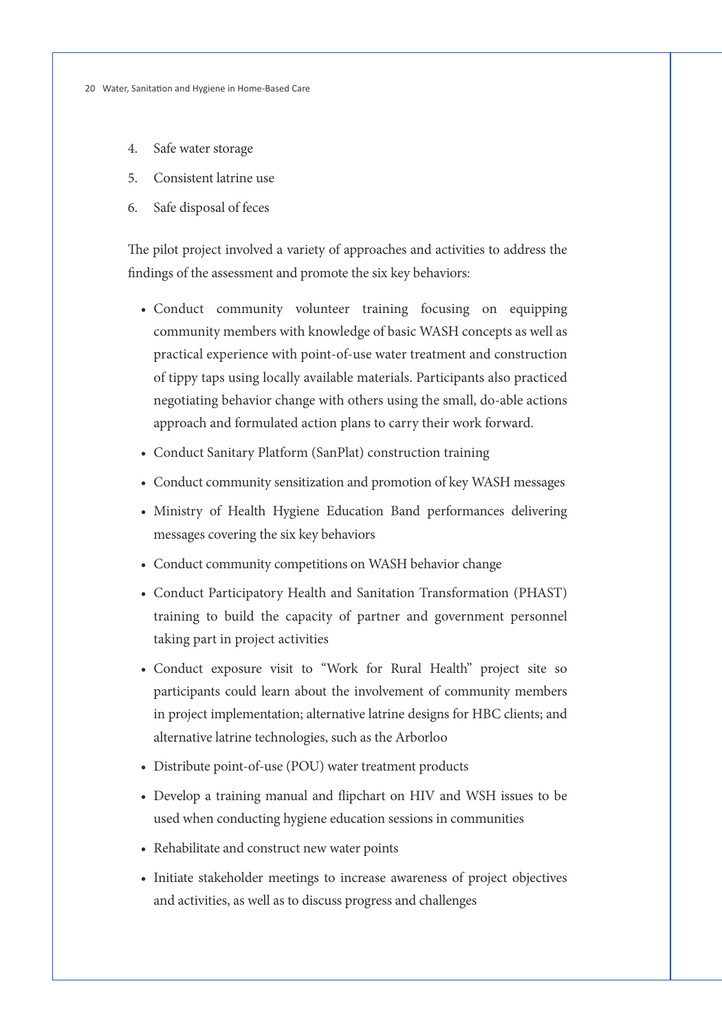4. Safe water storage
5. Consistent latrine use
6. Safe disposal of feces

The pilot project involved a variety of approaches and activities to address the findings of the assessment and promote the six key behaviors:

- Conduct community volunteer training focusing on equipping community members with knowledge of basic WASH concepts as well as practical experience with point-of-use water treatment and construction of tippy taps using locally available materials. Participants also practiced negotiating behavior change with others using the small, do-able actions approach and formulated action plans to carry their work forward.
- Conduct Sanitary Platform (SanPlat) construction training
- Conduct community sensitization and promotion of key WASH messages
- Ministry of Health Hygiene Education Band performances delivering messages covering the six key behaviors
- Conduct community competitions on WASH behavior change
- Conduct Participatory Health and Sanitation Transformation (PHAST) training to build the capacity of partner and government personnel taking part in project activities
- Conduct exposure visit to "Work for Rural Health" project site so participants could learn about the involvement of community members in project implementation; alternative latrine designs for HBC clients; and alternative latrine technologies, such as the Arborloo
- Distribute point-of-use (POU) water treatment products
- Develop a training manual and flipchart on HIV and WSH issues to be used when conducting hygiene education sessions in communities
- Rehabilitate and construct new water points
- Initiate stakeholder meetings to increase awareness of project objectives and activities, as well as to discuss progress and challenges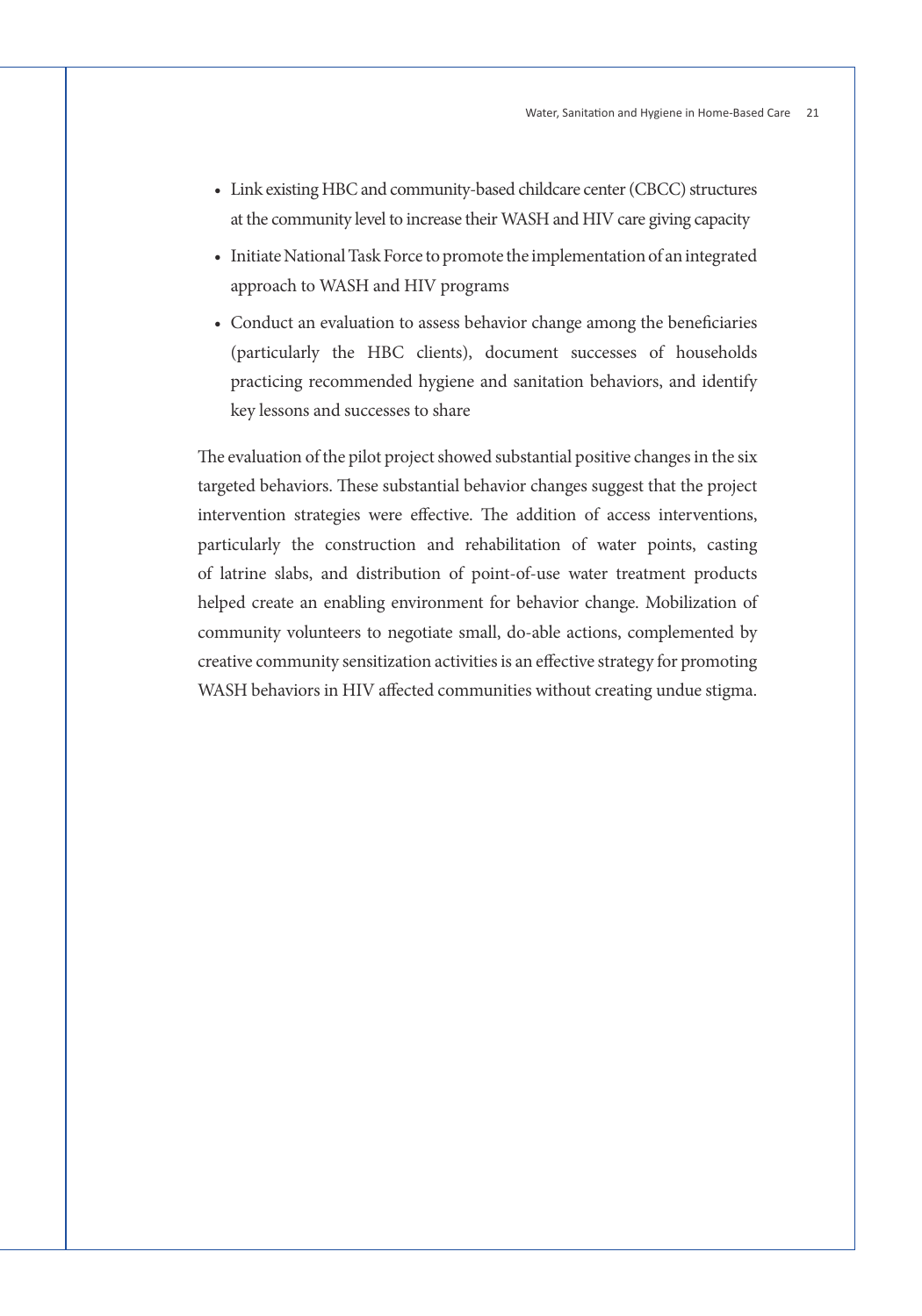- Link existing HBC and community-based childcare center (CBCC) structures at the community level to increase their WASH and HIV care giving capacity
- Initiate National Task Force to promote the implementation of an integrated approach to WASH and HIV programs
- Conduct an evaluation to assess behavior change among the beneficiaries (particularly the HBC clients), document successes of households practicing recommended hygiene and sanitation behaviors, and identify key lessons and successes to share

The evaluation of the pilot project showed substantial positive changes in the six targeted behaviors. These substantial behavior changes suggest that the project intervention strategies were effective. The addition of access interventions, particularly the construction and rehabilitation of water points, casting of latrine slabs, and distribution of point-of-use water treatment products helped create an enabling environment for behavior change. Mobilization of community volunteers to negotiate small, do-able actions, complemented by creative community sensitization activities is an effective strategy for promoting WASH behaviors in HIV affected communities without creating undue stigma.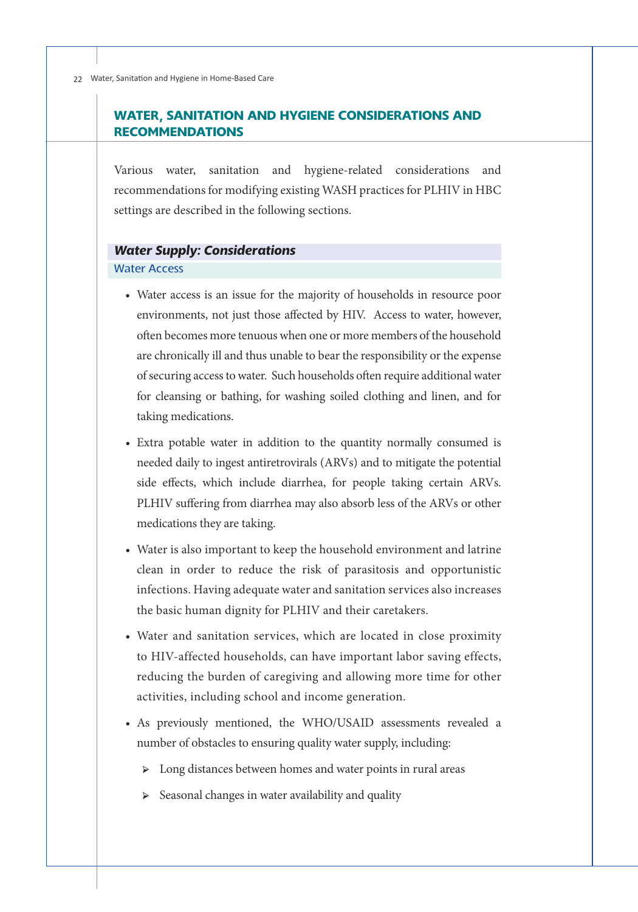## WATER, SANITATION AND HYGIENE CONSIDERATIONS AND RECOMMENDATIONS

Various water, sanitation and hygiene-related considerations and recommendations for modifying existing WASH practices for PLHIV in HBC settings are described in the following sections.

### *Water Supply: Considerations*

#### Water Access

- Water access is an issue for the majority of households in resource poor environments, not just those affected by HIV. Access to water, however, often becomes more tenuous when one or more members of the household are chronically ill and thus unable to bear the responsibility or the expense of securing access to water. Such households often require additional water for cleansing or bathing, for washing soiled clothing and linen, and for taking medications.
- Extra potable water in addition to the quantity normally consumed is needed daily to ingest antiretrovirals (ARVs) and to mitigate the potential side effects, which include diarrhea, for people taking certain ARVs. PLHIV suffering from diarrhea may also absorb less of the ARVs or other medications they are taking.
- Water is also important to keep the household environment and latrine clean in order to reduce the risk of parasitosis and opportunistic infections. Having adequate water and sanitation services also increases the basic human dignity for PLHIV and their caretakers.
- Water and sanitation services, which are located in close proximity to HIV-affected households, can have important labor saving effects, reducing the burden of caregiving and allowing more time for other activities, including school and income generation.
- As previously mentioned, the WHO/USAID assessments revealed a number of obstacles to ensuring quality water supply, including:
  - Long distances between homes and water points in rural areas
  - Seasonal changes in water availability and quality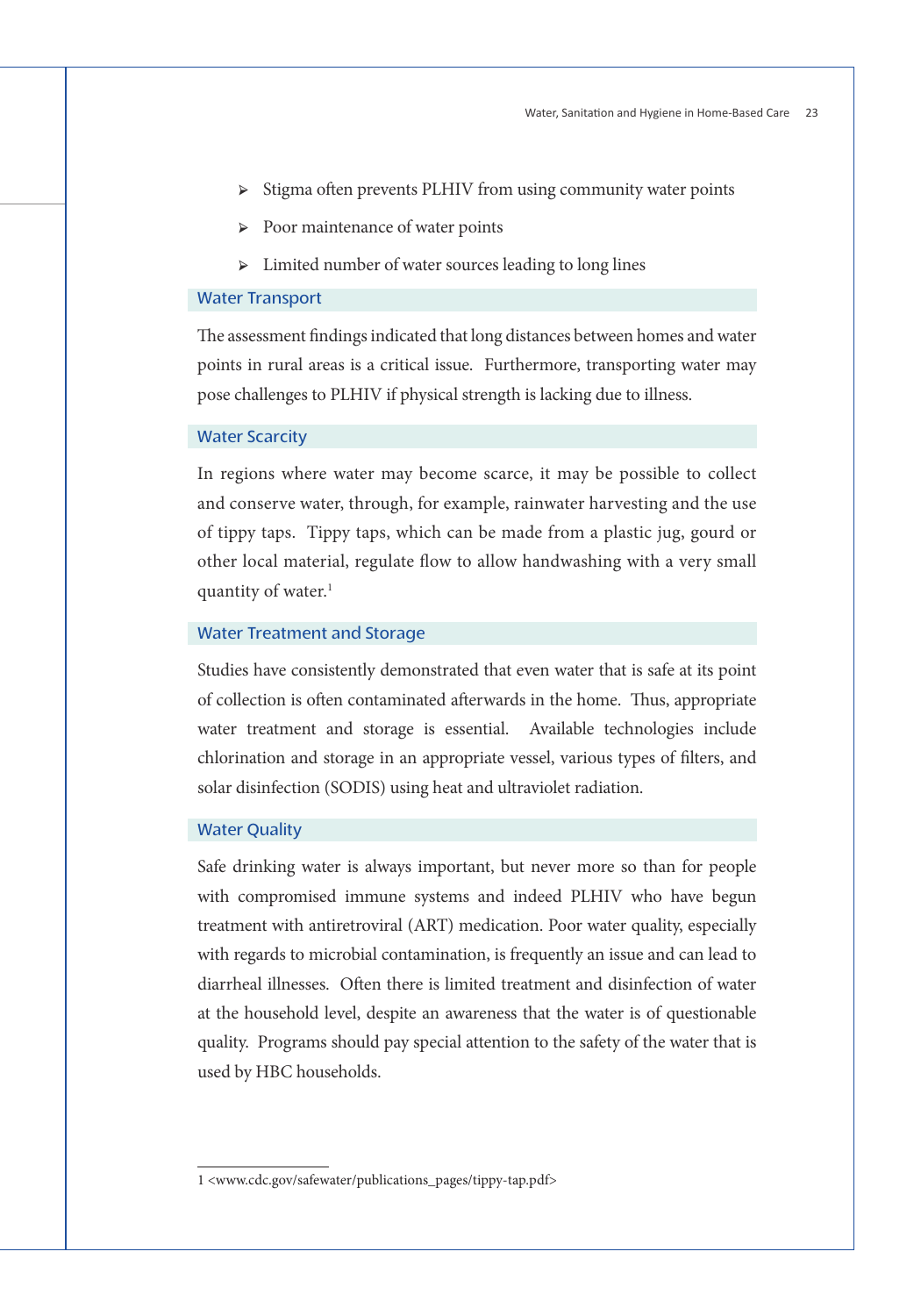- Stigma often prevents PLHIV from using community water points
- Poor maintenance of water points
- Limited number of water sources leading to long lines

### Water Transport

The assessment findings indicated that long distances between homes and water points in rural areas is a critical issue. Furthermore, transporting water may pose challenges to PLHIV if physical strength is lacking due to illness.

### Water Scarcity

In regions where water may become scarce, it may be possible to collect and conserve water, through, for example, rainwater harvesting and the use of tippy taps. Tippy taps, which can be made from a plastic jug, gourd or other local material, regulate flow to allow handwashing with a very small quantity of water.[1]

### Water Treatment and Storage

Studies have consistently demonstrated that even water that is safe at its point of collection is often contaminated afterwards in the home. Thus, appropriate water treatment and storage is essential. Available technologies include chlorination and storage in an appropriate vessel, various types of filters, and solar disinfection (SODIS) using heat and ultraviolet radiation.

### Water Quality

Safe drinking water is always important, but never more so than for people with compromised immune systems and indeed PLHIV who have begun treatment with antiretroviral (ART) medication. Poor water quality, especially with regards to microbial contamination, is frequently an issue and can lead to diarrheal illnesses. Often there is limited treatment and disinfection of water at the household level, despite an awareness that the water is of questionable quality. Programs should pay special attention to the safety of the water that is used by HBC households.

---

1 <www.cdc.gov/safewater/publications_pages/tippy-tap.pdf>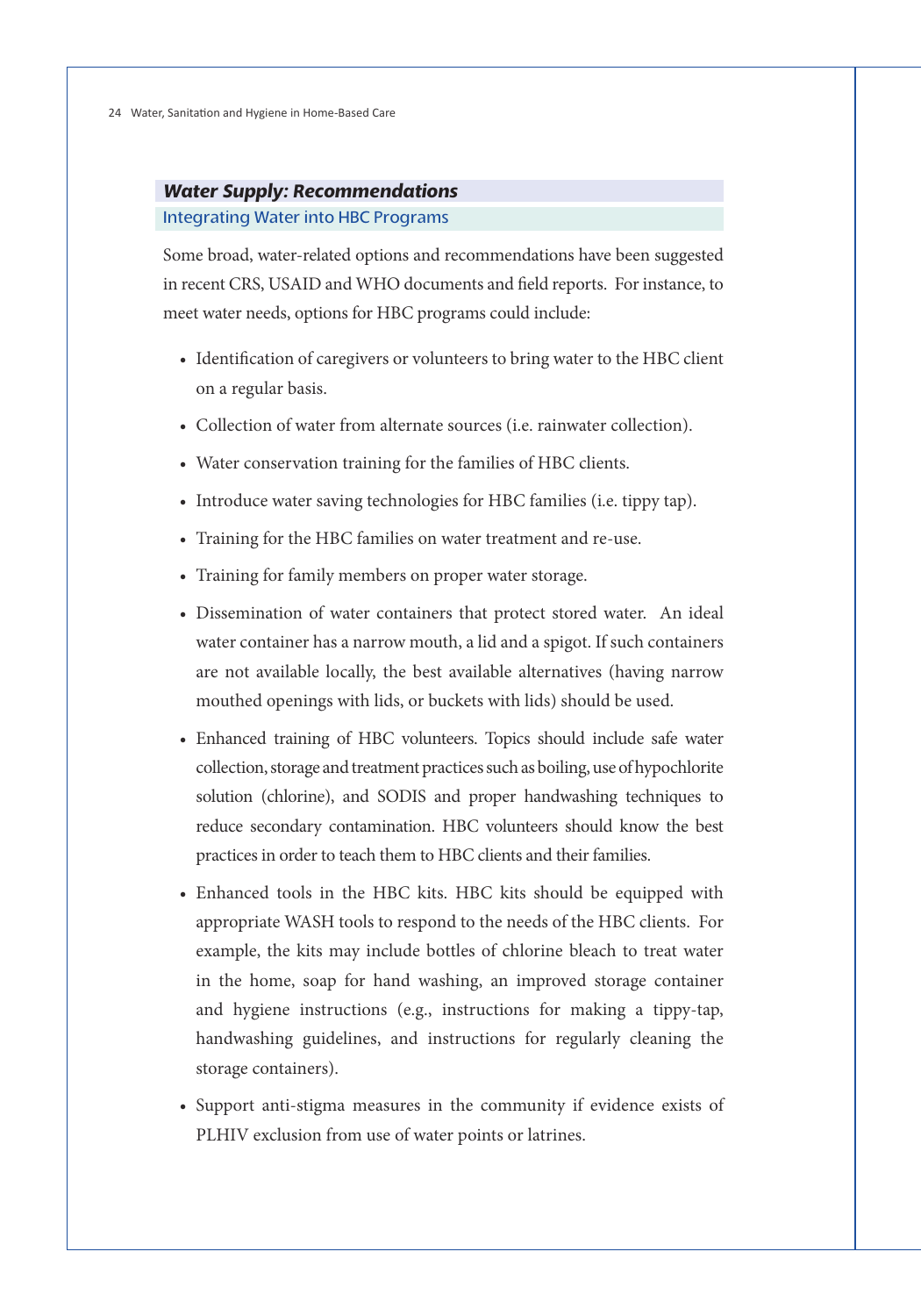## *Water Supply: Recommendations*

### Integrating Water into HBC Programs

Some broad, water-related options and recommendations have been suggested in recent CRS, USAID and WHO documents and field reports. For instance, to meet water needs, options for HBC programs could include:

- Identification of caregivers or volunteers to bring water to the HBC client on a regular basis.
- Collection of water from alternate sources (i.e. rainwater collection).
- Water conservation training for the families of HBC clients.
- Introduce water saving technologies for HBC families (i.e. tippy tap).
- Training for the HBC families on water treatment and re-use.
- Training for family members on proper water storage.
- Dissemination of water containers that protect stored water. An ideal water container has a narrow mouth, a lid and a spigot. If such containers are not available locally, the best available alternatives (having narrow mouthed openings with lids, or buckets with lids) should be used.
- Enhanced training of HBC volunteers. Topics should include safe water collection, storage and treatment practices such as boiling, use of hypochlorite solution (chlorine), and SODIS and proper handwashing techniques to reduce secondary contamination. HBC volunteers should know the best practices in order to teach them to HBC clients and their families.
- Enhanced tools in the HBC kits. HBC kits should be equipped with appropriate WASH tools to respond to the needs of the HBC clients. For example, the kits may include bottles of chlorine bleach to treat water in the home, soap for hand washing, an improved storage container and hygiene instructions (e.g., instructions for making a tippy-tap, handwashing guidelines, and instructions for regularly cleaning the storage containers).
- Support anti-stigma measures in the community if evidence exists of PLHIV exclusion from use of water points or latrines.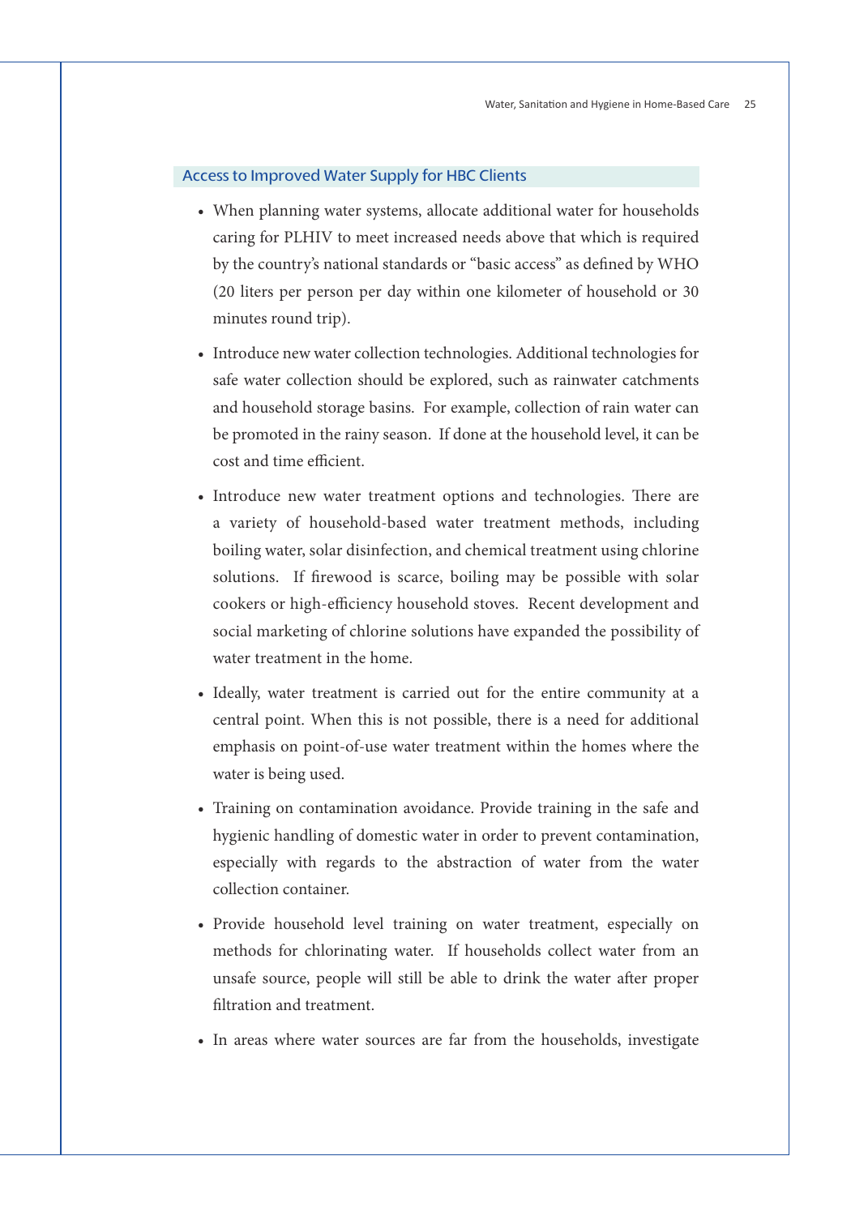## Access to Improved Water Supply for HBC Clients

- When planning water systems, allocate additional water for households caring for PLHIV to meet increased needs above that which is required by the country's national standards or "basic access" as defined by WHO (20 liters per person per day within one kilometer of household or 30 minutes round trip).
- Introduce new water collection technologies. Additional technologies for safe water collection should be explored, such as rainwater catchments and household storage basins. For example, collection of rain water can be promoted in the rainy season. If done at the household level, it can be cost and time efficient.
- Introduce new water treatment options and technologies. There are a variety of household-based water treatment methods, including boiling water, solar disinfection, and chemical treatment using chlorine solutions. If firewood is scarce, boiling may be possible with solar cookers or high-efficiency household stoves. Recent development and social marketing of chlorine solutions have expanded the possibility of water treatment in the home.
- Ideally, water treatment is carried out for the entire community at a central point. When this is not possible, there is a need for additional emphasis on point-of-use water treatment within the homes where the water is being used.
- Training on contamination avoidance. Provide training in the safe and hygienic handling of domestic water in order to prevent contamination, especially with regards to the abstraction of water from the water collection container.
- Provide household level training on water treatment, especially on methods for chlorinating water. If households collect water from an unsafe source, people will still be able to drink the water after proper filtration and treatment.
- In areas where water sources are far from the households, investigate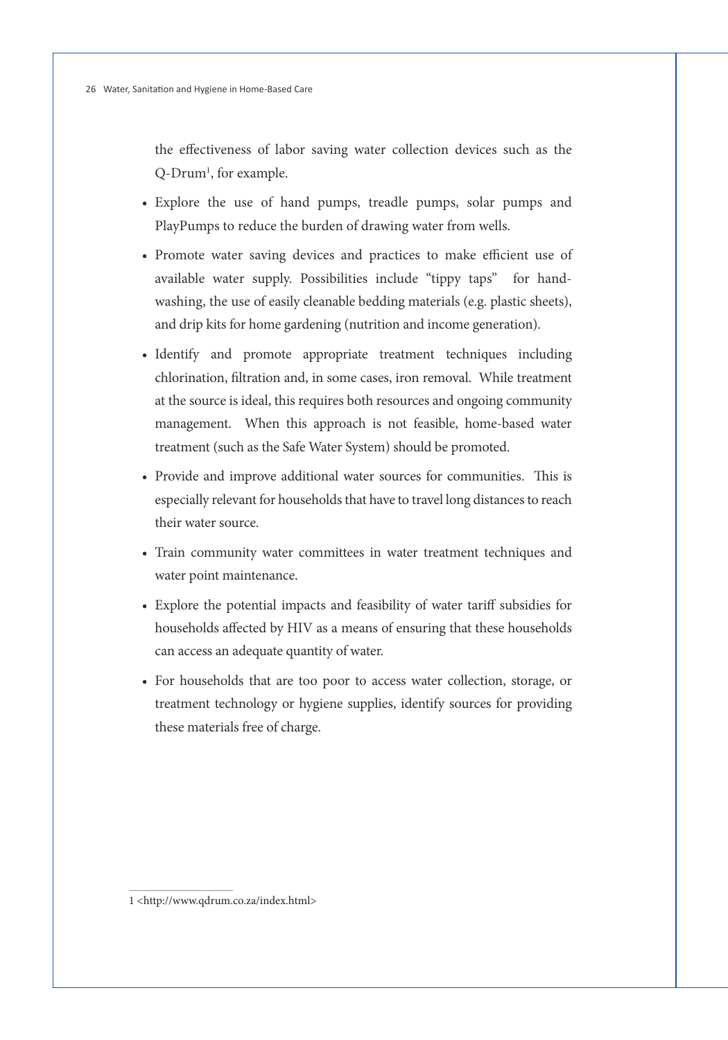the effectiveness of labor saving water collection devices such as the Q-Drum[1], for example.

- Explore the use of hand pumps, treadle pumps, solar pumps and PlayPumps to reduce the burden of drawing water from wells.
- Promote water saving devices and practices to make efficient use of available water supply. Possibilities include "tippy taps" for hand-washing, the use of easily cleanable bedding materials (e.g. plastic sheets), and drip kits for home gardening (nutrition and income generation).
- Identify and promote appropriate treatment techniques including chlorination, filtration and, in some cases, iron removal. While treatment at the source is ideal, this requires both resources and ongoing community management. When this approach is not feasible, home-based water treatment (such as the Safe Water System) should be promoted.
- Provide and improve additional water sources for communities. This is especially relevant for households that have to travel long distances to reach their water source.
- Train community water committees in water treatment techniques and water point maintenance.
- Explore the potential impacts and feasibility of water tariff subsidies for households affected by HIV as a means of ensuring that these households can access an adequate quantity of water.
- For households that are too poor to access water collection, storage, or treatment technology or hygiene supplies, identify sources for providing these materials free of charge.

---

1 <http://www.qdrum.co.za/index.html>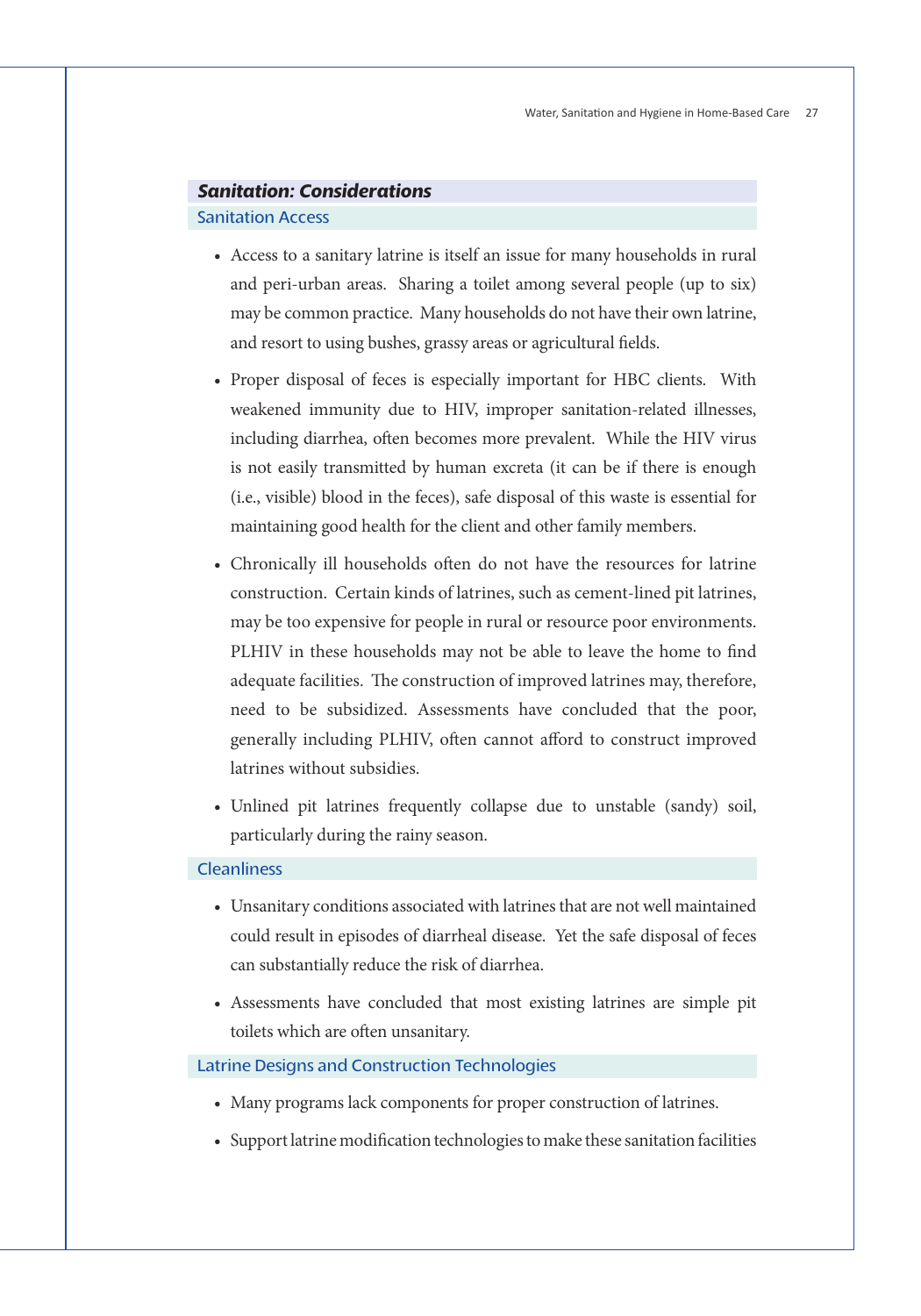## *Sanitation: Considerations*

### Sanitation Access

- Access to a sanitary latrine is itself an issue for many households in rural and peri-urban areas. Sharing a toilet among several people (up to six) may be common practice. Many households do not have their own latrine, and resort to using bushes, grassy areas or agricultural fields.
- Proper disposal of feces is especially important for HBC clients. With weakened immunity due to HIV, improper sanitation-related illnesses, including diarrhea, often becomes more prevalent. While the HIV virus is not easily transmitted by human excreta (it can be if there is enough (i.e., visible) blood in the feces), safe disposal of this waste is essential for maintaining good health for the client and other family members.
- Chronically ill households often do not have the resources for latrine construction. Certain kinds of latrines, such as cement-lined pit latrines, may be too expensive for people in rural or resource poor environments. PLHIV in these households may not be able to leave the home to find adequate facilities. The construction of improved latrines may, therefore, need to be subsidized. Assessments have concluded that the poor, generally including PLHIV, often cannot afford to construct improved latrines without subsidies.
- Unlined pit latrines frequently collapse due to unstable (sandy) soil, particularly during the rainy season.

### Cleanliness

- Unsanitary conditions associated with latrines that are not well maintained could result in episodes of diarrheal disease. Yet the safe disposal of feces can substantially reduce the risk of diarrhea.
- Assessments have concluded that most existing latrines are simple pit toilets which are often unsanitary.

### Latrine Designs and Construction Technologies

- Many programs lack components for proper construction of latrines.
- Support latrine modification technologies to make these sanitation facilities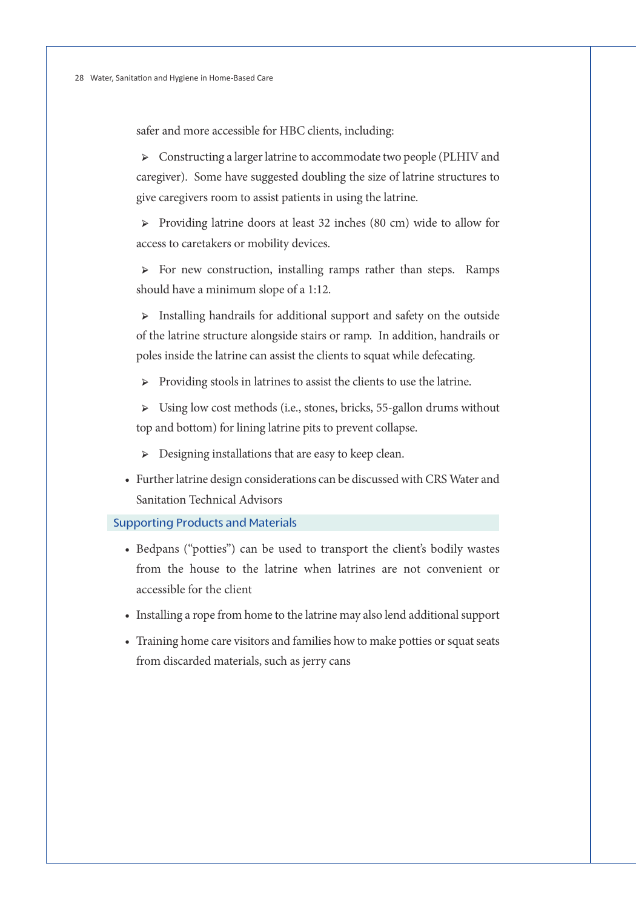safer and more accessible for HBC clients, including:

- Constructing a larger latrine to accommodate two people (PLHIV and caregiver). Some have suggested doubling the size of latrine structures to give caregivers room to assist patients in using the latrine.
- Providing latrine doors at least 32 inches (80 cm) wide to allow for access to caretakers or mobility devices.
- For new construction, installing ramps rather than steps. Ramps should have a minimum slope of a 1:12.
- Installing handrails for additional support and safety on the outside of the latrine structure alongside stairs or ramp. In addition, handrails or poles inside the latrine can assist the clients to squat while defecating.
- Providing stools in latrines to assist the clients to use the latrine.
- Using low cost methods (i.e., stones, bricks, 55-gallon drums without top and bottom) for lining latrine pits to prevent collapse.
- Designing installations that are easy to keep clean.

- Further latrine design considerations can be discussed with CRS Water and Sanitation Technical Advisors

## Supporting Products and Materials

- Bedpans ("potties") can be used to transport the client's bodily wastes from the house to the latrine when latrines are not convenient or accessible for the client
- Installing a rope from home to the latrine may also lend additional support
- Training home care visitors and families how to make potties or squat seats from discarded materials, such as jerry cans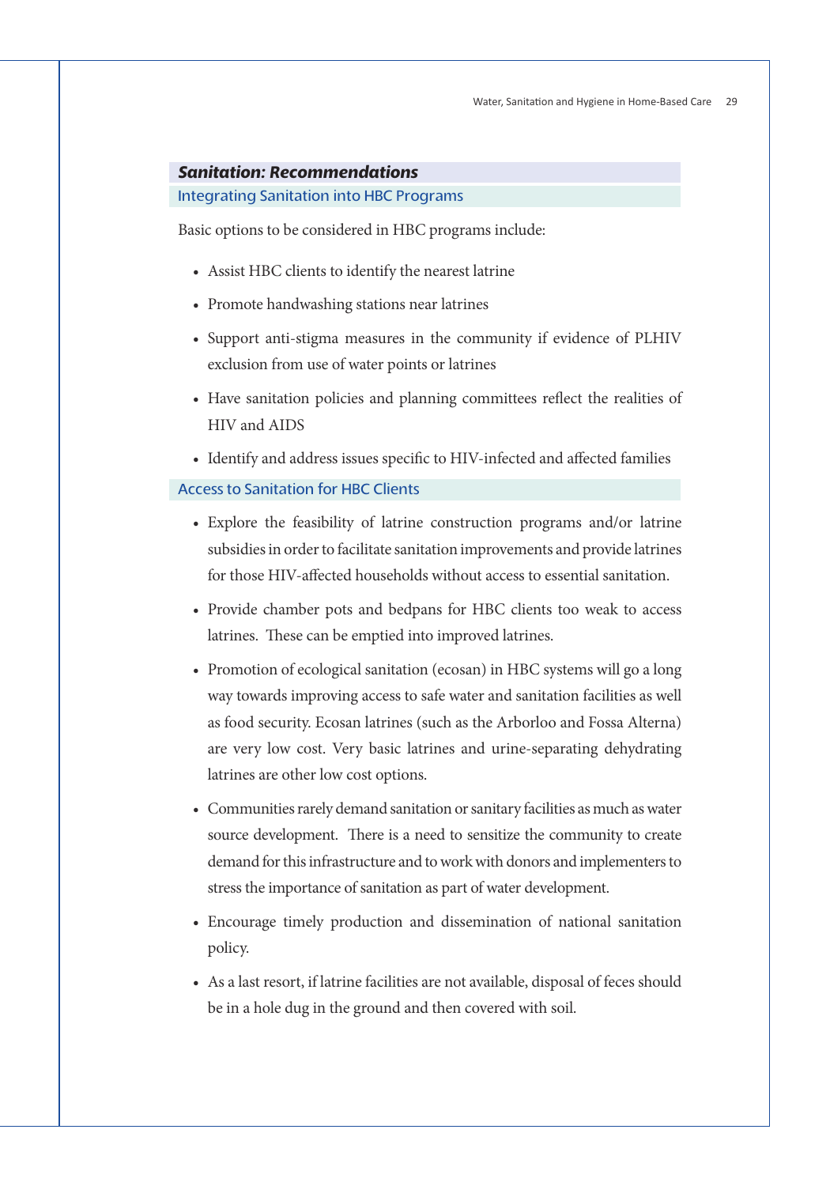## *Sanitation: Recommendations*

### Integrating Sanitation into HBC Programs

Basic options to be considered in HBC programs include:

- Assist HBC clients to identify the nearest latrine
- Promote handwashing stations near latrines
- Support anti-stigma measures in the community if evidence of PLHIV exclusion from use of water points or latrines
- Have sanitation policies and planning committees reflect the realities of HIV and AIDS
- Identify and address issues specific to HIV-infected and affected families

### Access to Sanitation for HBC Clients

- Explore the feasibility of latrine construction programs and/or latrine subsidies in order to facilitate sanitation improvements and provide latrines for those HIV-affected households without access to essential sanitation.
- Provide chamber pots and bedpans for HBC clients too weak to access latrines. These can be emptied into improved latrines.
- Promotion of ecological sanitation (ecosan) in HBC systems will go a long way towards improving access to safe water and sanitation facilities as well as food security. Ecosan latrines (such as the Arborloo and Fossa Alterna) are very low cost. Very basic latrines and urine-separating dehydrating latrines are other low cost options.
- Communities rarely demand sanitation or sanitary facilities as much as water source development. There is a need to sensitize the community to create demand for this infrastructure and to work with donors and implementers to stress the importance of sanitation as part of water development.
- Encourage timely production and dissemination of national sanitation policy.
- As a last resort, if latrine facilities are not available, disposal of feces should be in a hole dug in the ground and then covered with soil.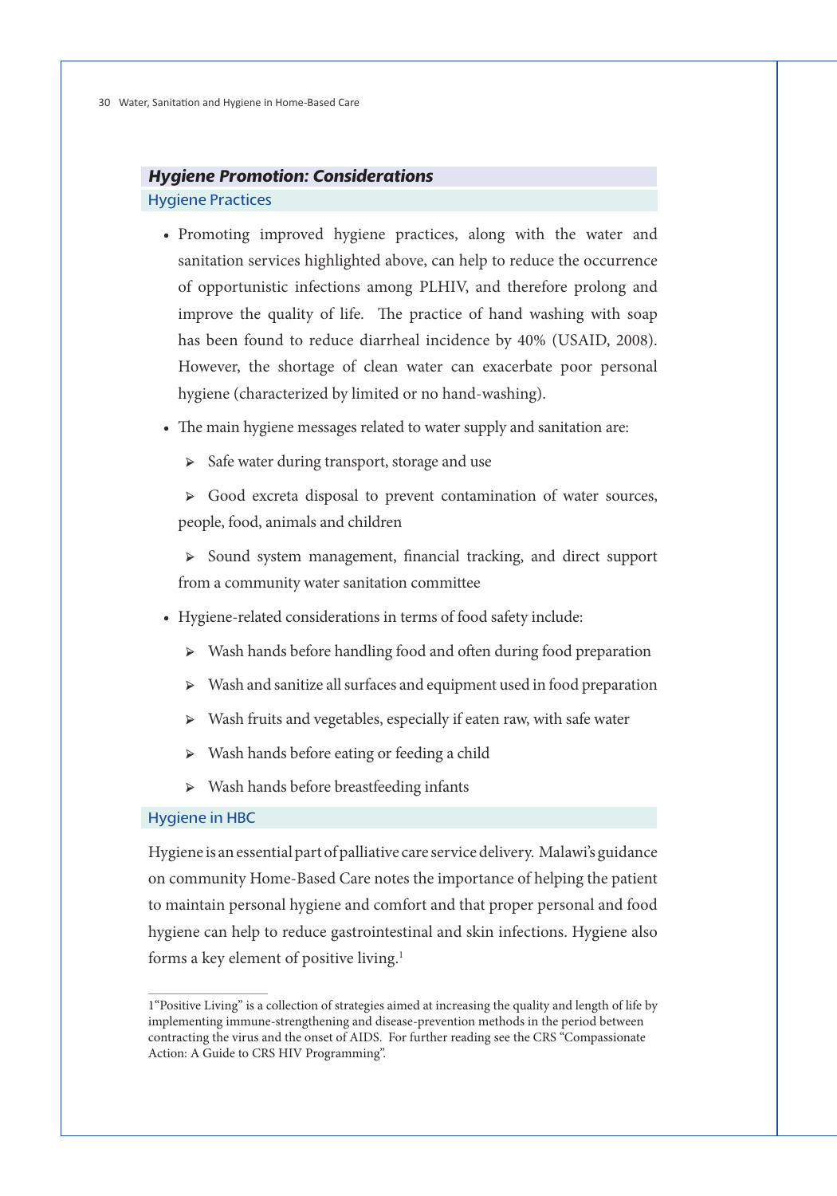## *Hygiene Promotion: Considerations*

### Hygiene Practices

- Promoting improved hygiene practices, along with the water and sanitation services highlighted above, can help to reduce the occurrence of opportunistic infections among PLHIV, and therefore prolong and improve the quality of life. The practice of hand washing with soap has been found to reduce diarrheal incidence by 40% (USAID, 2008). However, the shortage of clean water can exacerbate poor personal hygiene (characterized by limited or no hand-washing).
- The main hygiene messages related to water supply and sanitation are:
  - Safe water during transport, storage and use
  - Good excreta disposal to prevent contamination of water sources, people, food, animals and children
  - Sound system management, financial tracking, and direct support from a community water sanitation committee
- Hygiene-related considerations in terms of food safety include:
  - Wash hands before handling food and often during food preparation
  - Wash and sanitize all surfaces and equipment used in food preparation
  - Wash fruits and vegetables, especially if eaten raw, with safe water
  - Wash hands before eating or feeding a child
  - Wash hands before breastfeeding infants

### Hygiene in HBC

Hygiene is an essential part of palliative care service delivery. Malawi's guidance on community Home-Based Care notes the importance of helping the patient to maintain personal hygiene and comfort and that proper personal and food hygiene can help to reduce gastrointestinal and skin infections. Hygiene also forms a key element of positive living.[1]

---

1"Positive Living" is a collection of strategies aimed at increasing the quality and length of life by implementing immune-strengthening and disease-prevention methods in the period between contracting the virus and the onset of AIDS. For further reading see the CRS "Compassionate Action: A Guide to CRS HIV Programming".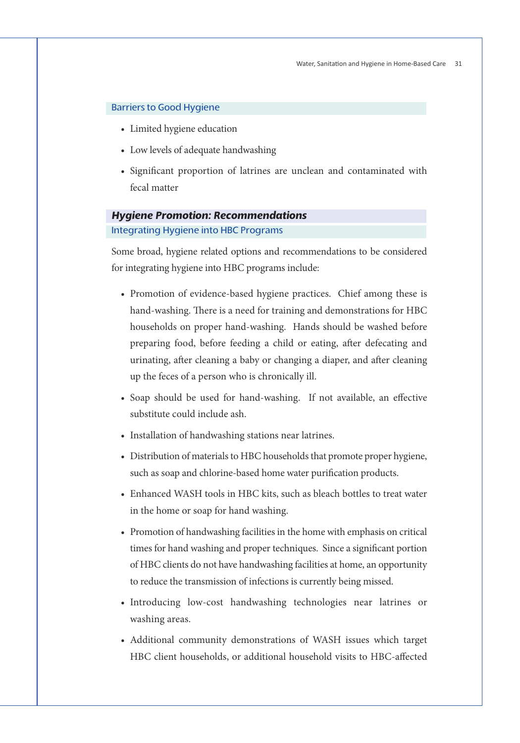### Barriers to Good Hygiene

- Limited hygiene education
- Low levels of adequate handwashing
- Significant proportion of latrines are unclean and contaminated with fecal matter

## *Hygiene Promotion: Recommendations*

### Integrating Hygiene into HBC Programs

Some broad, hygiene related options and recommendations to be considered for integrating hygiene into HBC programs include:

- Promotion of evidence-based hygiene practices. Chief among these is hand-washing. There is a need for training and demonstrations for HBC households on proper hand-washing. Hands should be washed before preparing food, before feeding a child or eating, after defecating and urinating, after cleaning a baby or changing a diaper, and after cleaning up the feces of a person who is chronically ill.
- Soap should be used for hand-washing. If not available, an effective substitute could include ash.
- Installation of handwashing stations near latrines.
- Distribution of materials to HBC households that promote proper hygiene, such as soap and chlorine-based home water purification products.
- Enhanced WASH tools in HBC kits, such as bleach bottles to treat water in the home or soap for hand washing.
- Promotion of handwashing facilities in the home with emphasis on critical times for hand washing and proper techniques. Since a significant portion of HBC clients do not have handwashing facilities at home, an opportunity to reduce the transmission of infections is currently being missed.
- Introducing low-cost handwashing technologies near latrines or washing areas.
- Additional community demonstrations of WASH issues which target HBC client households, or additional household visits to HBC-affected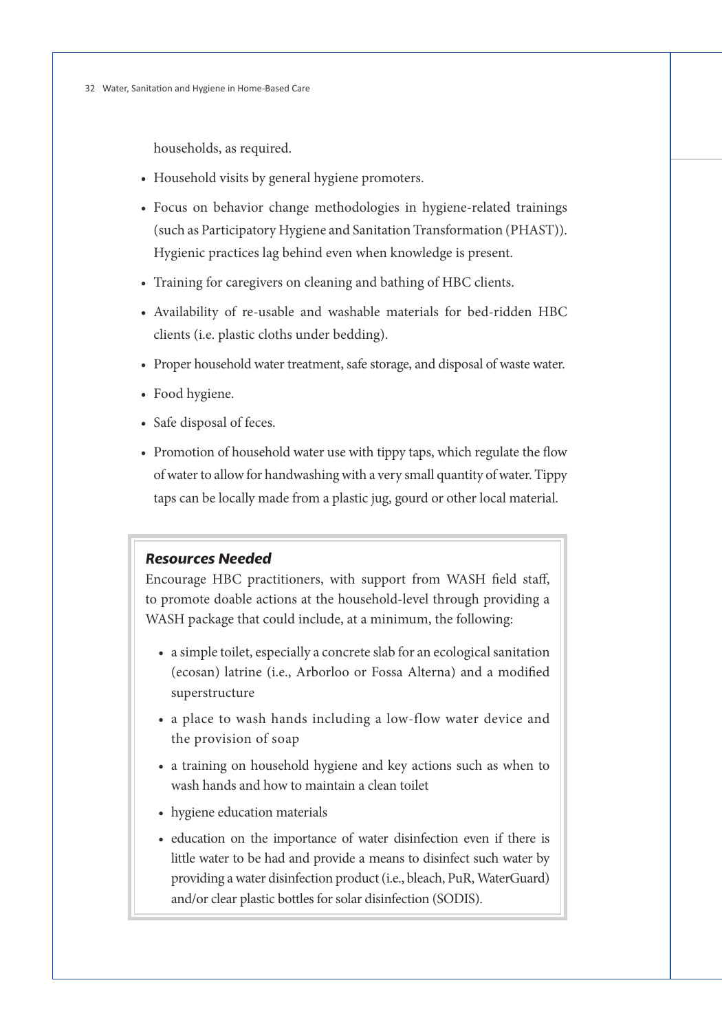households, as required.

- Household visits by general hygiene promoters.
- Focus on behavior change methodologies in hygiene-related trainings (such as Participatory Hygiene and Sanitation Transformation (PHAST)). Hygienic practices lag behind even when knowledge is present.
- Training for caregivers on cleaning and bathing of HBC clients.
- Availability of re-usable and washable materials for bed-ridden HBC clients (i.e. plastic cloths under bedding).
- Proper household water treatment, safe storage, and disposal of waste water.
- Food hygiene.
- Safe disposal of feces.
- Promotion of household water use with tippy taps, which regulate the flow of water to allow for handwashing with a very small quantity of water. Tippy taps can be locally made from a plastic jug, gourd or other local material.

### *Resources Needed*

Encourage HBC practitioners, with support from WASH field staff, to promote doable actions at the household-level through providing a WASH package that could include, at a minimum, the following:

- a simple toilet, especially a concrete slab for an ecological sanitation (ecosan) latrine (i.e., Arborloo or Fossa Alterna) and a modified superstructure
- a place to wash hands including a low-flow water device and the provision of soap
- a training on household hygiene and key actions such as when to wash hands and how to maintain a clean toilet
- hygiene education materials
- education on the importance of water disinfection even if there is little water to be had and provide a means to disinfect such water by providing a water disinfection product (i.e., bleach, PuR, WaterGuard) and/or clear plastic bottles for solar disinfection (SODIS).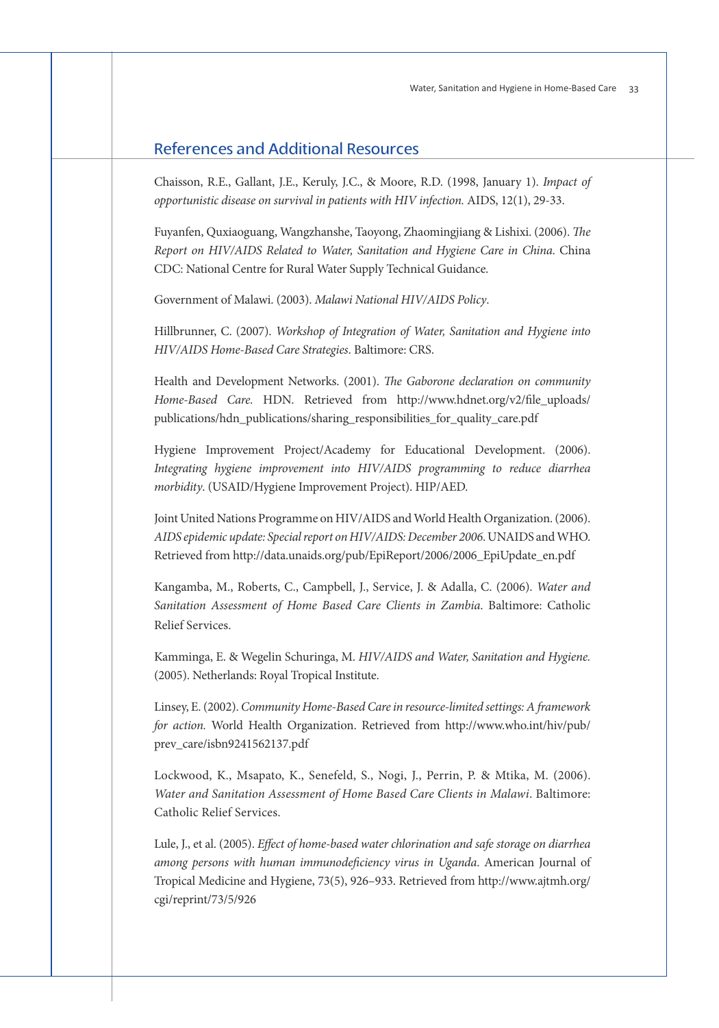## References and Additional Resources

Chaisson, R.E., Gallant, J.E., Keruly, J.C., & Moore, R.D. (1998, January 1). *Impact of opportunistic disease on survival in patients with HIV infection.* AIDS, 12(1), 29-33.

Fuyanfen, Quxiaoguang, Wangzhanshe, Taoyong, Zhaomingjiang & Lishixi. (2006). *The Report on HIV/AIDS Related to Water, Sanitation and Hygiene Care in China*. China CDC: National Centre for Rural Water Supply Technical Guidance.

Government of Malawi. (2003). *Malawi National HIV/AIDS Policy*.

Hillbrunner, C. (2007). *Workshop of Integration of Water, Sanitation and Hygiene into HIV/AIDS Home-Based Care Strategies*. Baltimore: CRS.

Health and Development Networks. (2001). *The Gaborone declaration on community Home-Based Care.* HDN. Retrieved from http://www.hdnet.org/v2/file_uploads/publications/hdn_publications/sharing_responsibilities_for_quality_care.pdf

Hygiene Improvement Project/Academy for Educational Development. (2006). *Integrating hygiene improvement into HIV/AIDS programming to reduce diarrhea morbidity*. (USAID/Hygiene Improvement Project). HIP/AED.

Joint United Nations Programme on HIV/AIDS and World Health Organization. (2006). *AIDS epidemic update: Special report on HIV/AIDS: December 2006.* UNAIDS and WHO. Retrieved from http://data.unaids.org/pub/EpiReport/2006/2006_EpiUpdate_en.pdf

Kangamba, M., Roberts, C., Campbell, J., Service, J. & Adalla, C. (2006). *Water and Sanitation Assessment of Home Based Care Clients in Zambia*. Baltimore: Catholic Relief Services.

Kamminga, E. & Wegelin Schuringa, M. *HIV/AIDS and Water, Sanitation and Hygiene.* (2005). Netherlands: Royal Tropical Institute.

Linsey, E. (2002). *Community Home-Based Care in resource-limited settings: A framework for action.* World Health Organization. Retrieved from http://www.who.int/hiv/pub/prev_care/isbn9241562137.pdf

Lockwood, K., Msapato, K., Senefeld, S., Nogi, J., Perrin, P. & Mtika, M. (2006). *Water and Sanitation Assessment of Home Based Care Clients in Malawi*. Baltimore: Catholic Relief Services.

Lule, J., et al. (2005). *Effect of home-based water chlorination and safe storage on diarrhea among persons with human immunodeficiency virus in Uganda*. American Journal of Tropical Medicine and Hygiene, 73(5), 926–933. Retrieved from http://www.ajtmh.org/cgi/reprint/73/5/926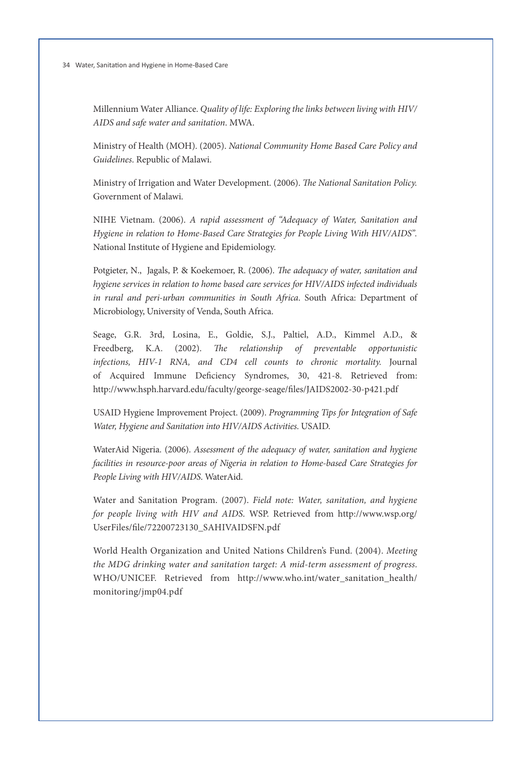Millennium Water Alliance. *Quality of life: Exploring the links between living with HIV/AIDS and safe water and sanitation*. MWA.

Ministry of Health (MOH). (2005). *National Community Home Based Care Policy and Guidelines*. Republic of Malawi.

Ministry of Irrigation and Water Development. (2006). *The National Sanitation Policy.* Government of Malawi.

NIHE Vietnam. (2006). *A rapid assessment of "Adequacy of Water, Sanitation and Hygiene in relation to Home-Based Care Strategies for People Living With HIV/AIDS".* National Institute of Hygiene and Epidemiology.

Potgieter, N., Jagals, P. & Koekemoer, R. (2006). *The adequacy of water, sanitation and hygiene services in relation to home based care services for HIV/AIDS infected individuals in rural and peri-urban communities in South Africa*. South Africa: Department of Microbiology, University of Venda, South Africa.

Seage, G.R. 3rd, Losina, E., Goldie, S.J., Paltiel, A.D., Kimmel A.D., & Freedberg, K.A. (2002). *The relationship of preventable opportunistic infections, HIV-1 RNA, and CD4 cell counts to chronic mortality.* Journal of Acquired Immune Deficiency Syndromes, 30, 421-8. Retrieved from: http://www.hsph.harvard.edu/faculty/george-seage/files/JAIDS2002-30-p421.pdf

USAID Hygiene Improvement Project. (2009). *Programming Tips for Integration of Safe Water, Hygiene and Sanitation into HIV/AIDS Activities*. USAID.

WaterAid Nigeria. (2006). *Assessment of the adequacy of water, sanitation and hygiene facilities in resource-poor areas of Nigeria in relation to Home-based Care Strategies for People Living with HIV/AIDS.* WaterAid.

Water and Sanitation Program. (2007). *Field note: Water, sanitation, and hygiene for people living with HIV and AIDS*. WSP. Retrieved from http://www.wsp.org/UserFiles/file/72200723130_SAHIVAIDSFN.pdf

World Health Organization and United Nations Children's Fund. (2004). *Meeting the MDG drinking water and sanitation target: A mid-term assessment of progress*. WHO/UNICEF. Retrieved from http://www.who.int/water_sanitation_health/monitoring/jmp04.pdf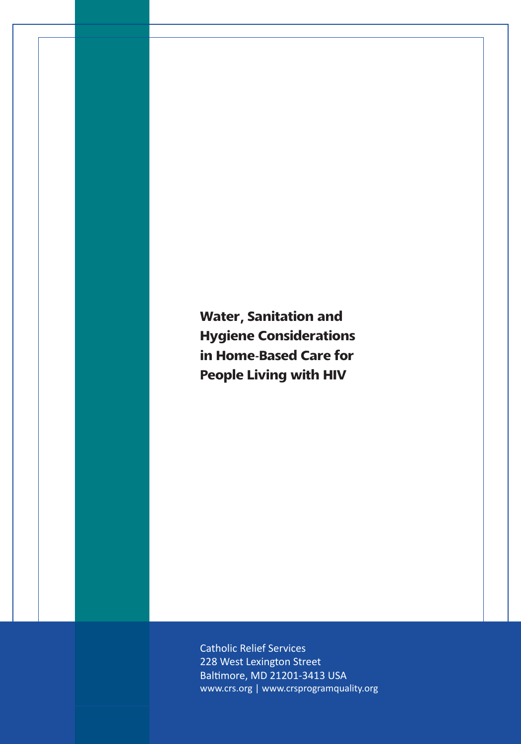**Water, Sanitation and Hygiene Considerations in Home-Based Care for People Living with HIV**

Catholic Relief Services
228 West Lexington Street
Baltimore, MD 21201-3413 USA
www.crs.org | www.crsprogramquality.org